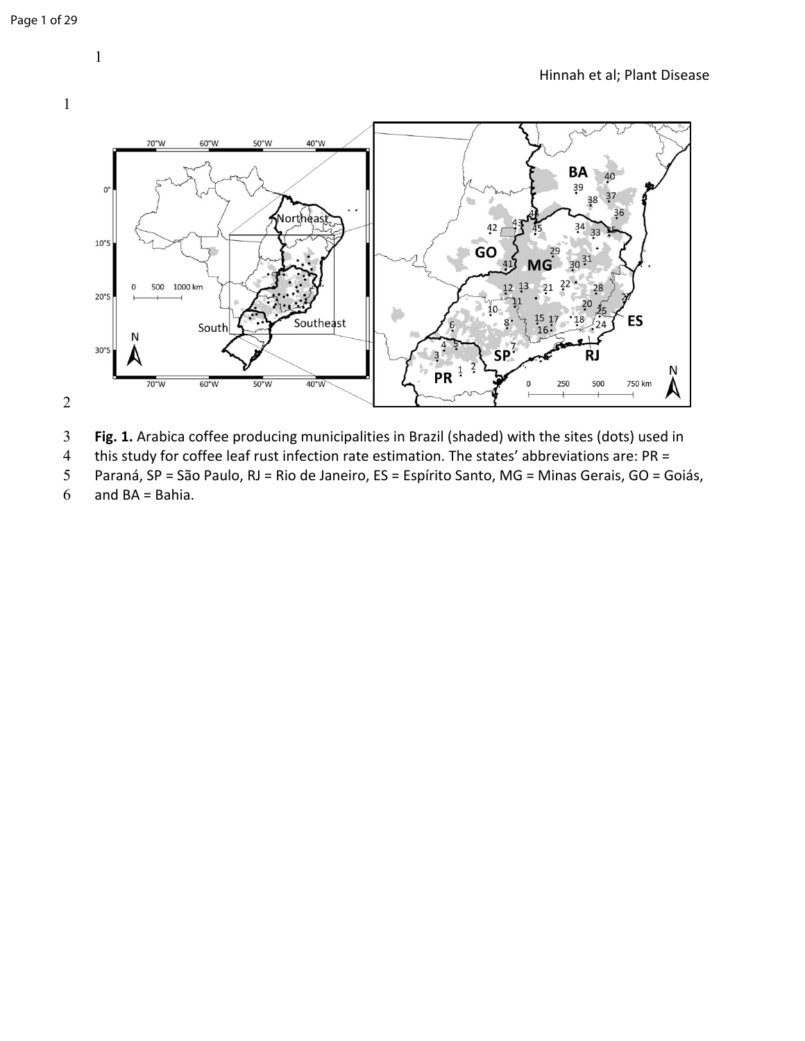**Fig. 1.** Arabica coffee producing municipalities in Brazil (shaded) with the sites (dots) used in this study for coffee leaf rust infection rate estimation. The states' abbreviations are: PR = Paraná, SP = São Paulo, RJ = Rio de Janeiro, ES = Espírito Santo, MG = Minas Gerais, GO = Goiás, and BA = Bahia.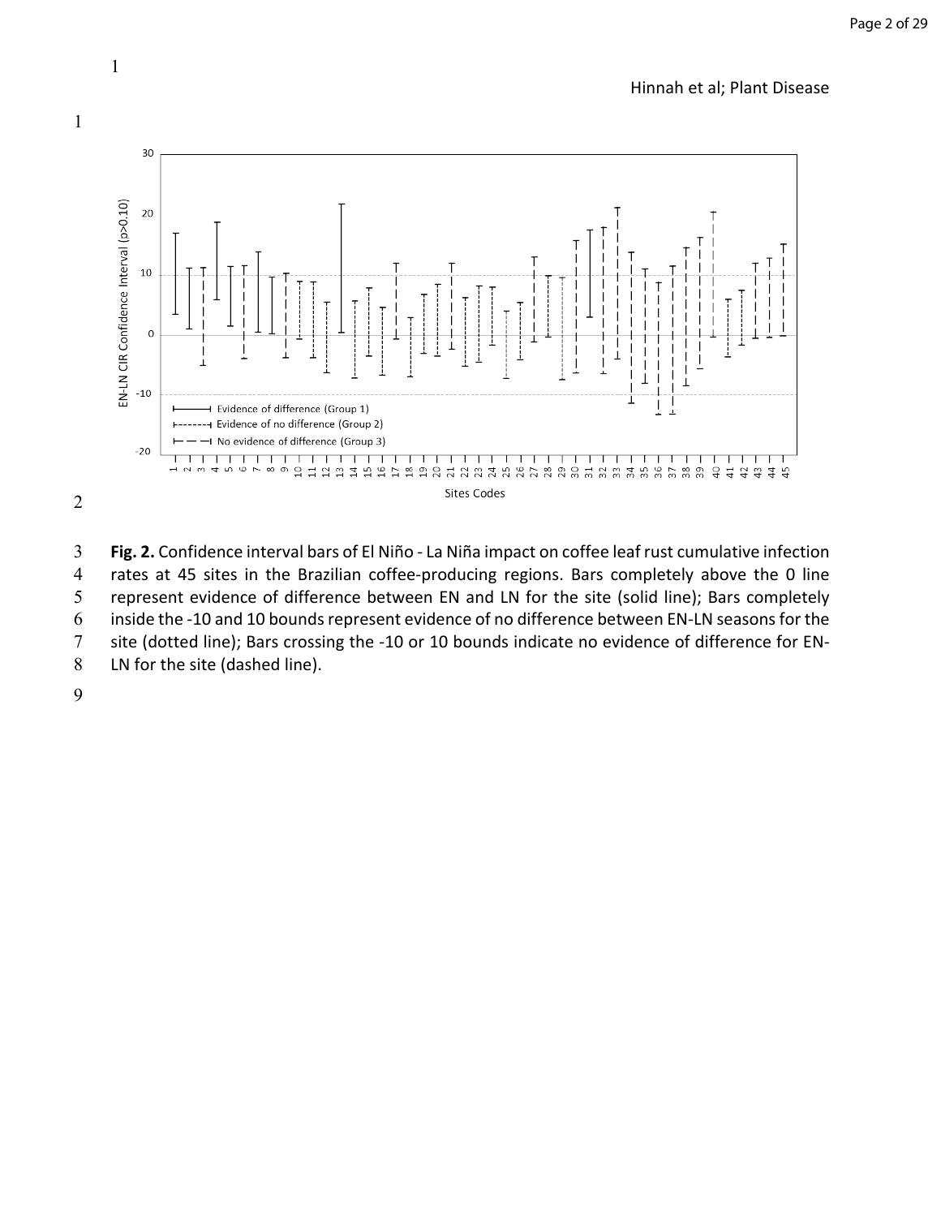**Fig. 2.** Confidence interval bars of El Niño - La Niña impact on coffee leaf rust cumulative infection rates at 45 sites in the Brazilian coffee-producing regions. Bars completely above the 0 line represent evidence of difference between EN and LN for the site (solid line); Bars completely inside the -10 and 10 bounds represent evidence of no difference between EN-LN seasons for the site (dotted line); Bars crossing the -10 or 10 bounds indicate no evidence of difference for EN-LN for the site (dashed line).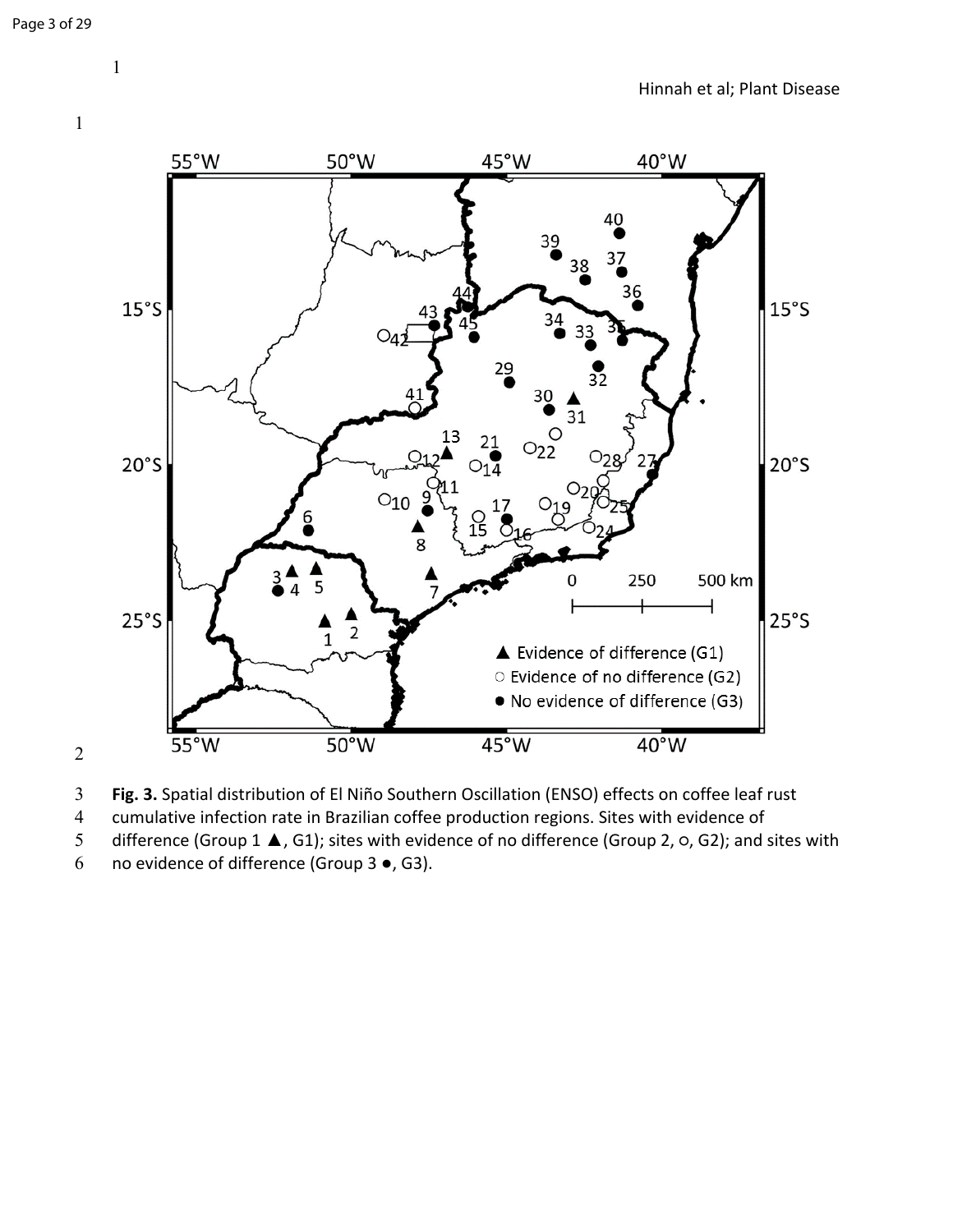**Fig. 3.** Spatial distribution of El Niño Southern Oscillation (ENSO) effects on coffee leaf rust cumulative infection rate in Brazilian coffee production regions. Sites with evidence of difference (Group 1 ▲, G1); sites with evidence of no difference (Group 2, ○, G2); and sites with no evidence of difference (Group 3 ●, G3).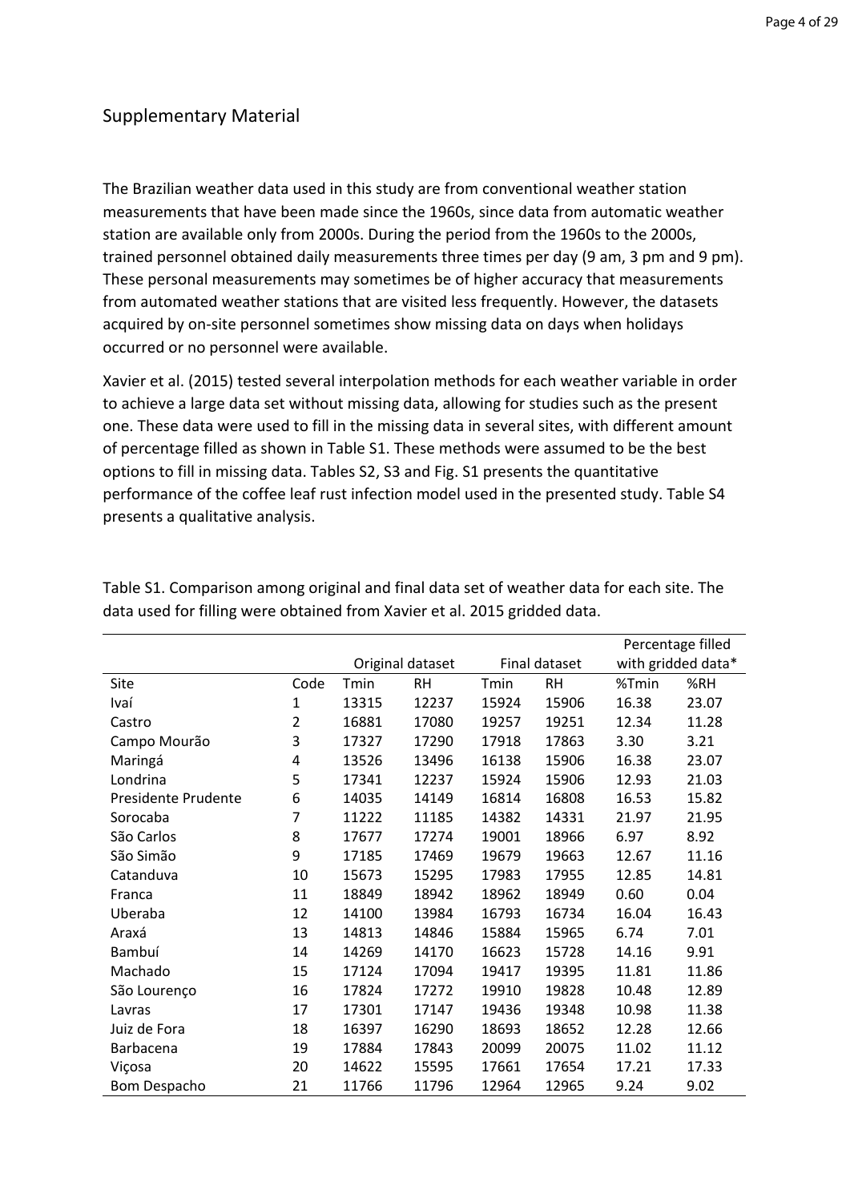## Supplementary Material

The Brazilian weather data used in this study are from conventional weather station measurements that have been made since the 1960s, since data from automatic weather station are available only from 2000s. During the period from the 1960s to the 2000s, trained personnel obtained daily measurements three times per day (9 am, 3 pm and 9 pm). These personal measurements may sometimes be of higher accuracy that measurements from automated weather stations that are visited less frequently. However, the datasets acquired by on-site personnel sometimes show missing data on days when holidays occurred or no personnel were available.

Xavier et al. (2015) tested several interpolation methods for each weather variable in order to achieve a large data set without missing data, allowing for studies such as the present one. These data were used to fill in the missing data in several sites, with different amount of percentage filled as shown in Table S1. These methods were assumed to be the best options to fill in missing data. Tables S2, S3 and Fig. S1 presents the quantitative performance of the coffee leaf rust infection model used in the presented study. Table S4 presents a qualitative analysis.

Table S1. Comparison among original and final data set of weather data for each site. The data used for filling were obtained from Xavier et al. 2015 gridded data.

| | | Original dataset | | Final dataset | | Percentage filled with gridded data* | |
|---|---|---|---|---|---|---|---|
| Site | Code | Tmin | RH | Tmin | RH | %Tmin | %RH |
| Ivaí | 1 | 13315 | 12237 | 15924 | 15906 | 16.38 | 23.07 |
| Castro | 2 | 16881 | 17080 | 19257 | 19251 | 12.34 | 11.28 |
| Campo Mourão | 3 | 17327 | 17290 | 17918 | 17863 | 3.30 | 3.21 |
| Maringá | 4 | 13526 | 13496 | 16138 | 15906 | 16.38 | 23.07 |
| Londrina | 5 | 17341 | 12237 | 15924 | 15906 | 12.93 | 21.03 |
| Presidente Prudente | 6 | 14035 | 14149 | 16814 | 16808 | 16.53 | 15.82 |
| Sorocaba | 7 | 11222 | 11185 | 14382 | 14331 | 21.97 | 21.95 |
| São Carlos | 8 | 17677 | 17274 | 19001 | 18966 | 6.97 | 8.92 |
| São Simão | 9 | 17185 | 17469 | 19679 | 19663 | 12.67 | 11.16 |
| Catanduva | 10 | 15673 | 15295 | 17983 | 17955 | 12.85 | 14.81 |
| Franca | 11 | 18849 | 18942 | 18962 | 18949 | 0.60 | 0.04 |
| Uberaba | 12 | 14100 | 13984 | 16793 | 16734 | 16.04 | 16.43 |
| Araxá | 13 | 14813 | 14846 | 15884 | 15965 | 6.74 | 7.01 |
| Bambuí | 14 | 14269 | 14170 | 16623 | 15728 | 14.16 | 9.91 |
| Machado | 15 | 17124 | 17094 | 19417 | 19395 | 11.81 | 11.86 |
| São Lourenço | 16 | 17824 | 17272 | 19910 | 19828 | 10.48 | 12.89 |
| Lavras | 17 | 17301 | 17147 | 19436 | 19348 | 10.98 | 11.38 |
| Juiz de Fora | 18 | 16397 | 16290 | 18693 | 18652 | 12.28 | 12.66 |
| Barbacena | 19 | 17884 | 17843 | 20099 | 20075 | 11.02 | 11.12 |
| Viçosa | 20 | 14622 | 15595 | 17661 | 17654 | 17.21 | 17.33 |
| Bom Despacho | 21 | 11766 | 11796 | 12964 | 12965 | 9.24 | 9.02 |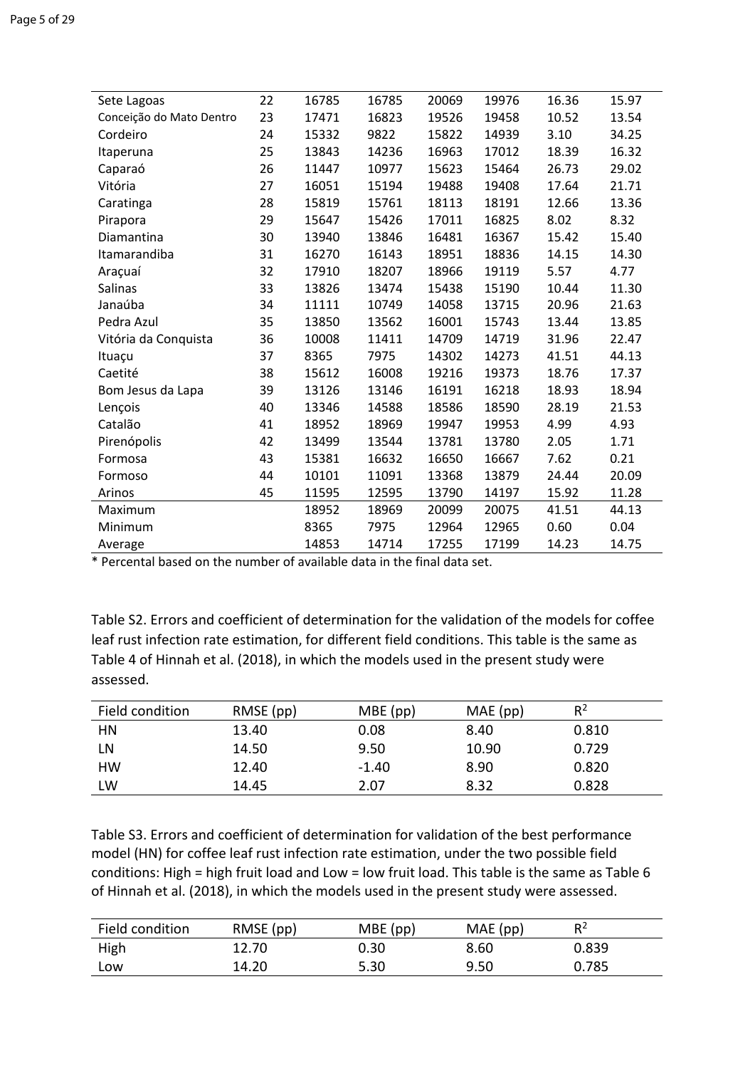| | | | | | | | |
|---|---|---|---|---|---|---|---|
| Sete Lagoas | 22 | 16785 | 16785 | 20069 | 19976 | 16.36 | 15.97 |
| Conceição do Mato Dentro | 23 | 17471 | 16823 | 19526 | 19458 | 10.52 | 13.54 |
| Cordeiro | 24 | 15332 | 9822 | 15822 | 14939 | 3.10 | 34.25 |
| Itaperuna | 25 | 13843 | 14236 | 16963 | 17012 | 18.39 | 16.32 |
| Caparaó | 26 | 11447 | 10977 | 15623 | 15464 | 26.73 | 29.02 |
| Vitória | 27 | 16051 | 15194 | 19488 | 19408 | 17.64 | 21.71 |
| Caratinga | 28 | 15819 | 15761 | 18113 | 18191 | 12.66 | 13.36 |
| Pirapora | 29 | 15647 | 15426 | 17011 | 16825 | 8.02 | 8.32 |
| Diamantina | 30 | 13940 | 13846 | 16481 | 16367 | 15.42 | 15.40 |
| Itamarandiba | 31 | 16270 | 16143 | 18951 | 18836 | 14.15 | 14.30 |
| Araçuaí | 32 | 17910 | 18207 | 18966 | 19119 | 5.57 | 4.77 |
| Salinas | 33 | 13826 | 13474 | 15438 | 15190 | 10.44 | 11.30 |
| Janaúba | 34 | 11111 | 10749 | 14058 | 13715 | 20.96 | 21.63 |
| Pedra Azul | 35 | 13850 | 13562 | 16001 | 15743 | 13.44 | 13.85 |
| Vitória da Conquista | 36 | 10008 | 11411 | 14709 | 14719 | 31.96 | 22.47 |
| Ituaçu | 37 | 8365 | 7975 | 14302 | 14273 | 41.51 | 44.13 |
| Caetité | 38 | 15612 | 16008 | 19216 | 19373 | 18.76 | 17.37 |
| Bom Jesus da Lapa | 39 | 13126 | 13146 | 16191 | 16218 | 18.93 | 18.94 |
| Lençois | 40 | 13346 | 14588 | 18586 | 18590 | 28.19 | 21.53 |
| Catalão | 41 | 18952 | 18969 | 19947 | 19953 | 4.99 | 4.93 |
| Pirenópolis | 42 | 13499 | 13544 | 13781 | 13780 | 2.05 | 1.71 |
| Formosa | 43 | 15381 | 16632 | 16650 | 16667 | 7.62 | 0.21 |
| Formoso | 44 | 10101 | 11091 | 13368 | 13879 | 24.44 | 20.09 |
| Arinos | 45 | 11595 | 12595 | 13790 | 14197 | 15.92 | 11.28 |
| Maximum | | 18952 | 18969 | 20099 | 20075 | 41.51 | 44.13 |
| Minimum | | 8365 | 7975 | 12964 | 12965 | 0.60 | 0.04 |
| Average | | 14853 | 14714 | 17255 | 17199 | 14.23 | 14.75 |

* Percental based on the number of available data in the final data set.

Table S2. Errors and coefficient of determination for the validation of the models for coffee leaf rust infection rate estimation, for different field conditions. This table is the same as Table 4 of Hinnah et al. (2018), in which the models used in the present study were assessed.

| Field condition | RMSE (pp) | MBE (pp) | MAE (pp) | $R^2$ |
|---|---|---|---|---|
| HN | 13.40 | 0.08 | 8.40 | 0.810 |
| LN | 14.50 | 9.50 | 10.90 | 0.729 |
| HW | 12.40 | -1.40 | 8.90 | 0.820 |
| LW | 14.45 | 2.07 | 8.32 | 0.828 |

Table S3. Errors and coefficient of determination for validation of the best performance model (HN) for coffee leaf rust infection rate estimation, under the two possible field conditions: High = high fruit load and Low = low fruit load. This table is the same as Table 6 of Hinnah et al. (2018), in which the models used in the present study were assessed.

| Field condition | RMSE (pp) | MBE (pp) | MAE (pp) | $R^2$ |
|---|---|---|---|---|
| High | 12.70 | 0.30 | 8.60 | 0.839 |
| Low | 14.20 | 5.30 | 9.50 | 0.785 |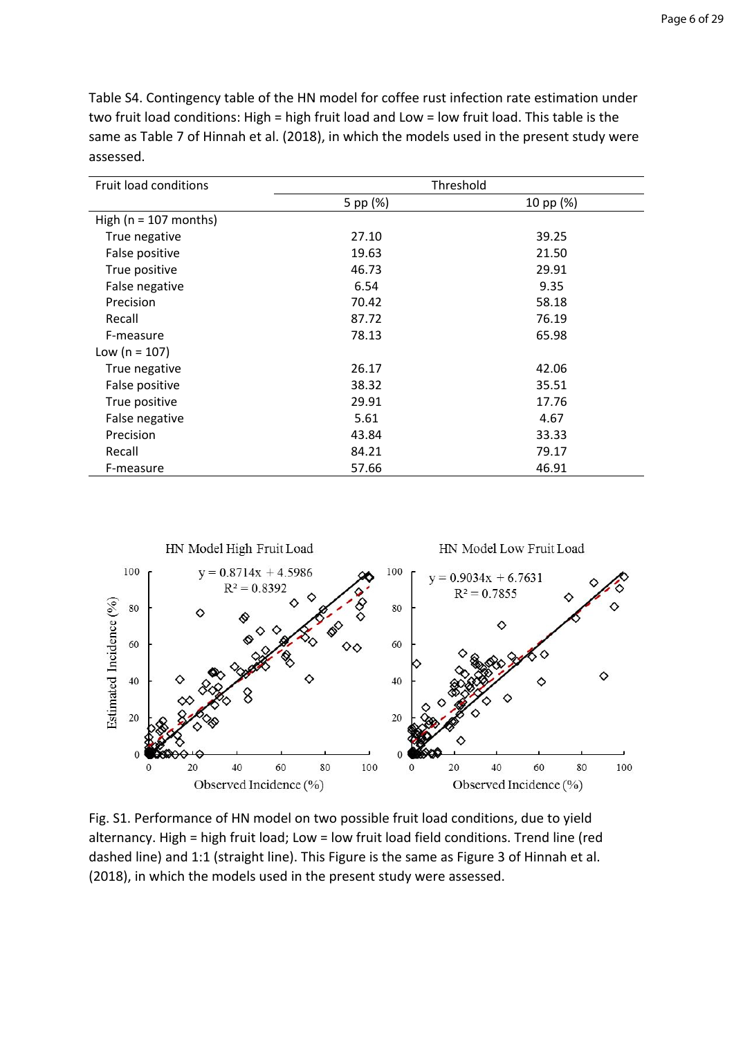Table S4. Contingency table of the HN model for coffee rust infection rate estimation under two fruit load conditions: High = high fruit load and Low = low fruit load. This table is the same as Table 7 of Hinnah et al. (2018), in which the models used in the present study were assessed.

| Fruit load conditions | Threshold | |
|---|---|---|
| | 5 pp (%) | 10 pp (%) |
| High (n = 107 months) | | |
| True negative | 27.10 | 39.25 |
| False positive | 19.63 | 21.50 |
| True positive | 46.73 | 29.91 |
| False negative | 6.54 | 9.35 |
| Precision | 70.42 | 58.18 |
| Recall | 87.72 | 76.19 |
| F-measure | 78.13 | 65.98 |
| Low (n = 107) | | |
| True negative | 26.17 | 42.06 |
| False positive | 38.32 | 35.51 |
| True positive | 29.91 | 17.76 |
| False negative | 5.61 | 4.67 |
| Precision | 43.84 | 33.33 |
| Recall | 84.21 | 79.17 |
| F-measure | 57.66 | 46.91 |

Fig. S1. Performance of HN model on two possible fruit load conditions, due to yield alternancy. High = high fruit load; Low = low fruit load field conditions. Trend line (red dashed line) and 1:1 (straight line). This Figure is the same as Figure 3 of Hinnah et al. (2018), in which the models used in the present study were assessed.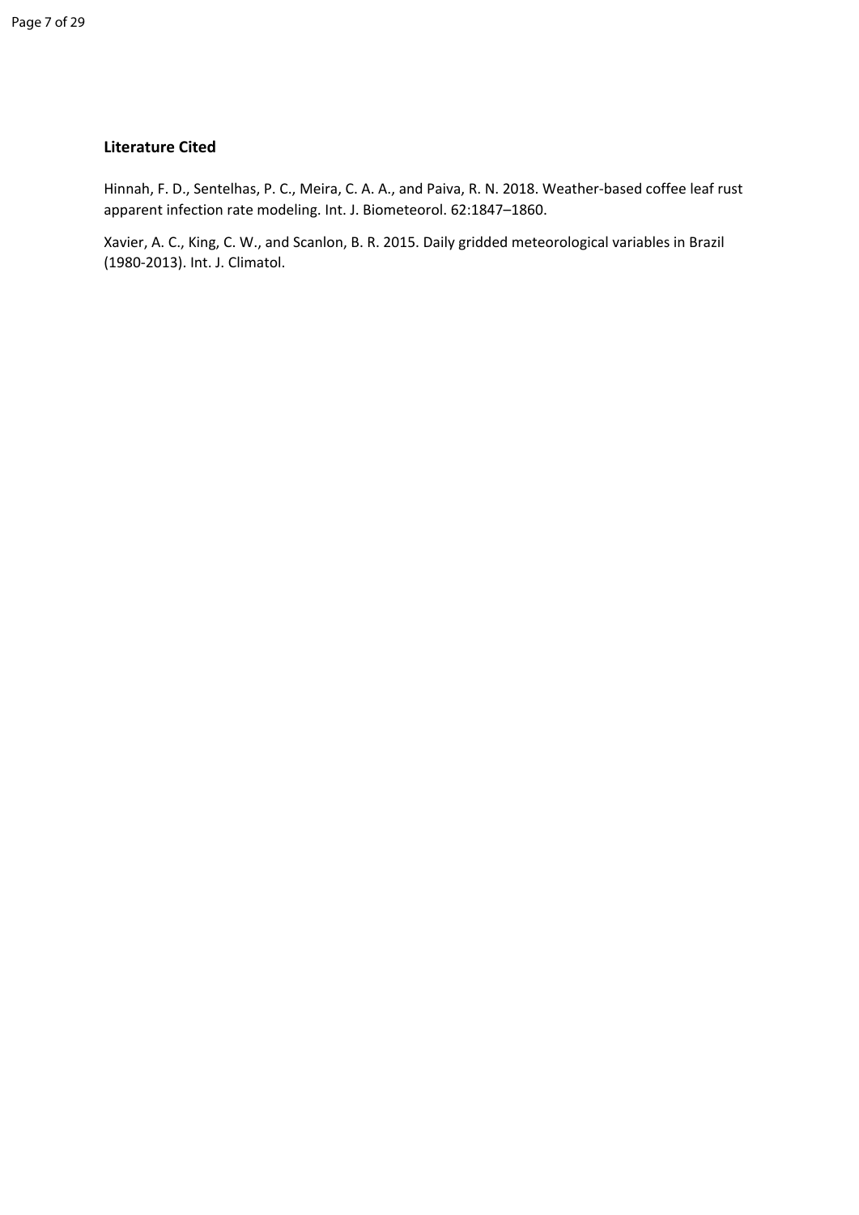## Literature Cited

Hinnah, F. D., Sentelhas, P. C., Meira, C. A. A., and Paiva, R. N. 2018. Weather-based coffee leaf rust apparent infection rate modeling. Int. J. Biometeorol. 62:1847–1860.

Xavier, A. C., King, C. W., and Scanlon, B. R. 2015. Daily gridded meteorological variables in Brazil (1980-2013). Int. J. Climatol.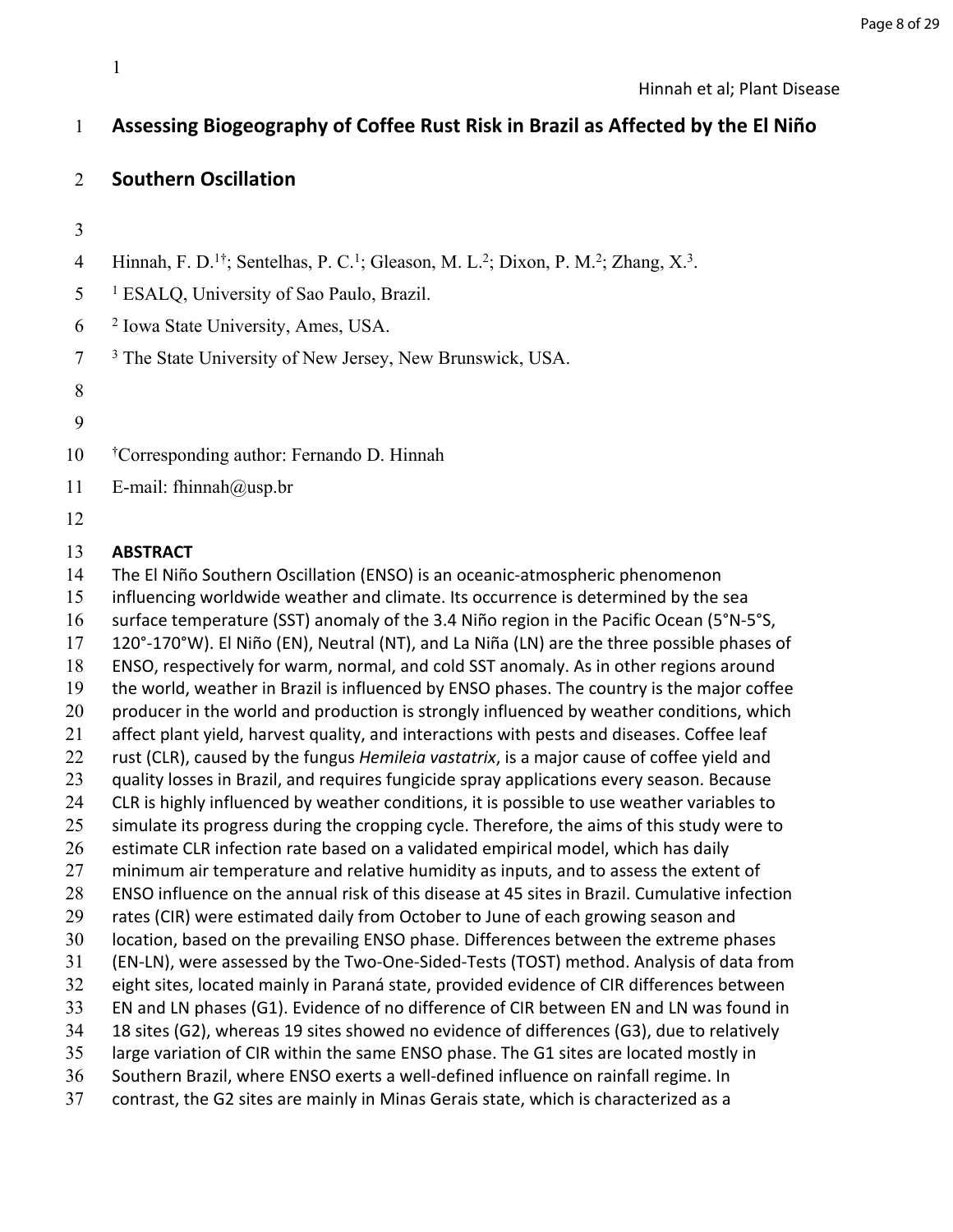# Assessing Biogeography of Coffee Rust Risk in Brazil as Affected by the El Niño Southern Oscillation

Hinnah, F. D.[1†]; Sentelhas, P. C.[1]; Gleason, M. L.[2]; Dixon, P. M.[2]; Zhang, X.[3].

[1] ESALQ, University of Sao Paulo, Brazil.

[2] Iowa State University, Ames, USA.

[3] The State University of New Jersey, New Brunswick, USA.

[†]Corresponding author: Fernando D. Hinnah

E-mail: fhinnah@usp.br

## ABSTRACT

The El Niño Southern Oscillation (ENSO) is an oceanic-atmospheric phenomenon influencing worldwide weather and climate. Its occurrence is determined by the sea surface temperature (SST) anomaly of the 3.4 Niño region in the Pacific Ocean (5°N-5°S, 120°-170°W). El Niño (EN), Neutral (NT), and La Niña (LN) are the three possible phases of ENSO, respectively for warm, normal, and cold SST anomaly. As in other regions around the world, weather in Brazil is influenced by ENSO phases. The country is the major coffee producer in the world and production is strongly influenced by weather conditions, which affect plant yield, harvest quality, and interactions with pests and diseases. Coffee leaf rust (CLR), caused by the fungus *Hemileia vastatrix*, is a major cause of coffee yield and quality losses in Brazil, and requires fungicide spray applications every season. Because CLR is highly influenced by weather conditions, it is possible to use weather variables to simulate its progress during the cropping cycle. Therefore, the aims of this study were to estimate CLR infection rate based on a validated empirical model, which has daily minimum air temperature and relative humidity as inputs, and to assess the extent of ENSO influence on the annual risk of this disease at 45 sites in Brazil. Cumulative infection rates (CIR) were estimated daily from October to June of each growing season and location, based on the prevailing ENSO phase. Differences between the extreme phases (EN-LN), were assessed by the Two-One-Sided-Tests (TOST) method. Analysis of data from eight sites, located mainly in Paraná state, provided evidence of CIR differences between EN and LN phases (G1). Evidence of no difference of CIR between EN and LN was found in 18 sites (G2), whereas 19 sites showed no evidence of differences (G3), due to relatively large variation of CIR within the same ENSO phase. The G1 sites are located mostly in Southern Brazil, where ENSO exerts a well-defined influence on rainfall regime. In contrast, the G2 sites are mainly in Minas Gerais state, which is characterized as a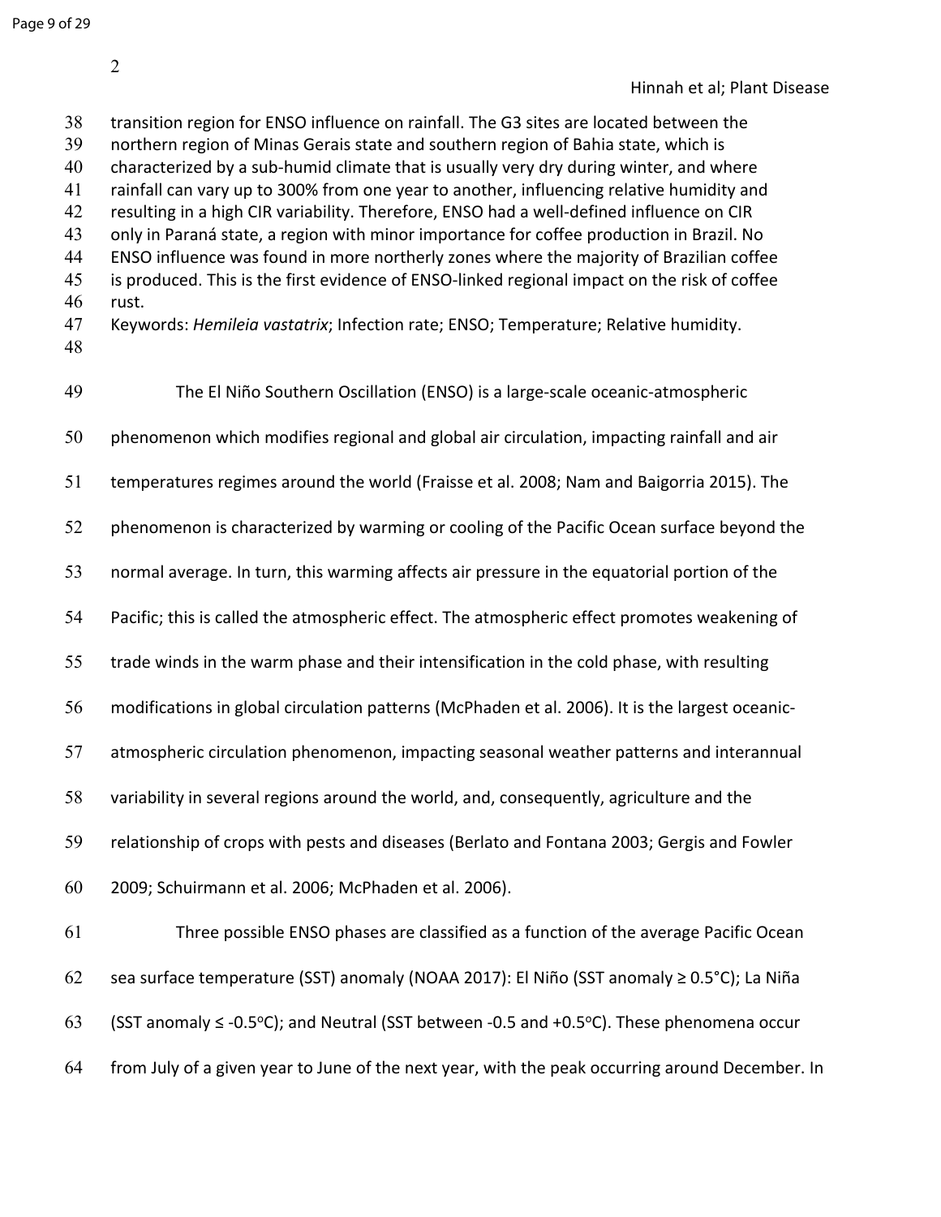transition region for ENSO influence on rainfall. The G3 sites are located between the northern region of Minas Gerais state and southern region of Bahia state, which is characterized by a sub-humid climate that is usually very dry during winter, and where rainfall can vary up to 300% from one year to another, influencing relative humidity and resulting in a high CIR variability. Therefore, ENSO had a well-defined influence on CIR only in Paraná state, a region with minor importance for coffee production in Brazil. No ENSO influence was found in more northerly zones where the majority of Brazilian coffee is produced. This is the first evidence of ENSO-linked regional impact on the risk of coffee rust.

Keywords: *Hemileia vastatrix*; Infection rate; ENSO; Temperature; Relative humidity.

The El Niño Southern Oscillation (ENSO) is a large-scale oceanic-atmospheric phenomenon which modifies regional and global air circulation, impacting rainfall and air temperatures regimes around the world (Fraisse et al. 2008; Nam and Baigorria 2015). The phenomenon is characterized by warming or cooling of the Pacific Ocean surface beyond the normal average. In turn, this warming affects air pressure in the equatorial portion of the Pacific; this is called the atmospheric effect. The atmospheric effect promotes weakening of trade winds in the warm phase and their intensification in the cold phase, with resulting modifications in global circulation patterns (McPhaden et al. 2006). It is the largest oceanic-atmospheric circulation phenomenon, impacting seasonal weather patterns and interannual variability in several regions around the world, and, consequently, agriculture and the relationship of crops with pests and diseases (Berlato and Fontana 2003; Gergis and Fowler 2009; Schuirmann et al. 2006; McPhaden et al. 2006).

Three possible ENSO phases are classified as a function of the average Pacific Ocean sea surface temperature (SST) anomaly (NOAA 2017): El Niño (SST anomaly $\geq 0.5$°C); La Niña (SST anomaly $\leq -0.5$°C); and Neutral (SST between -0.5 and +0.5°C). These phenomena occur from July of a given year to June of the next year, with the peak occurring around December. In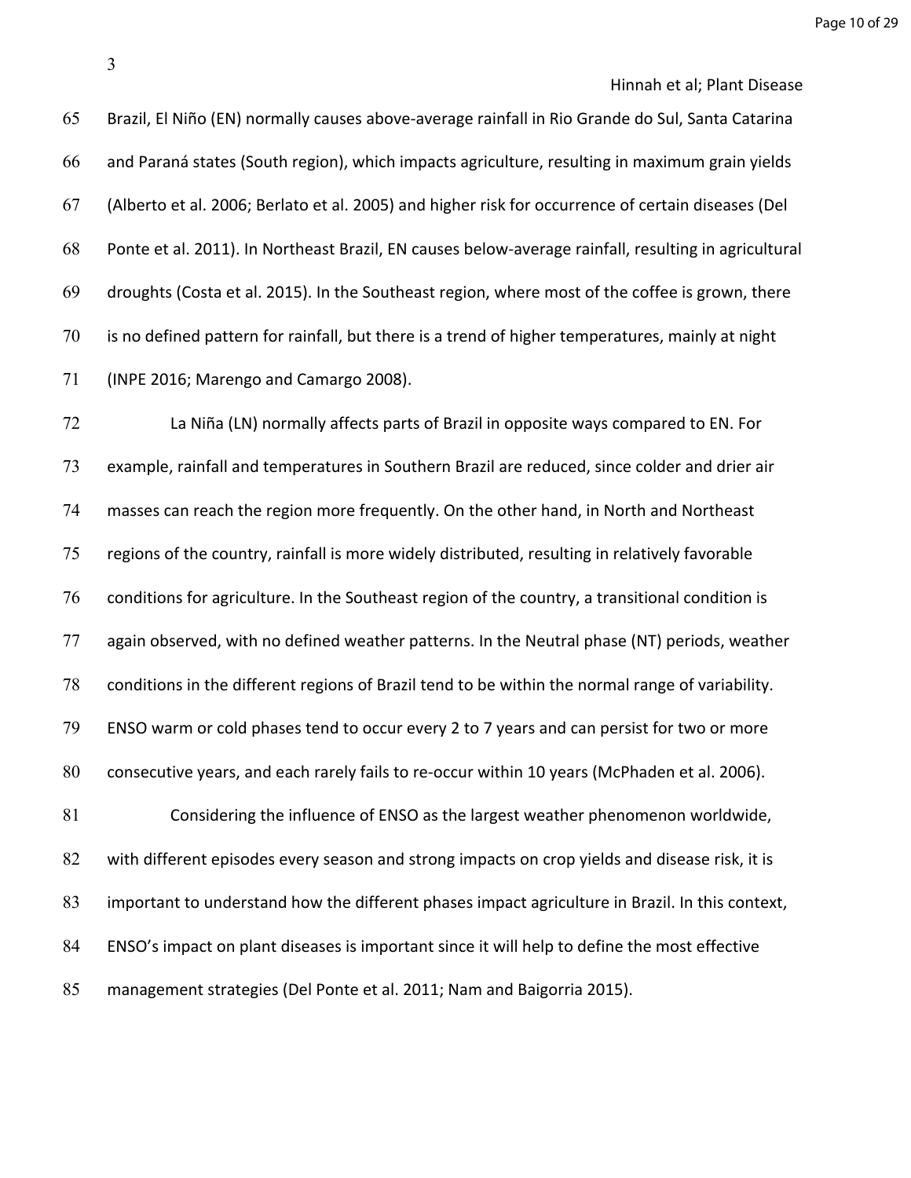Brazil, El Niño (EN) normally causes above-average rainfall in Rio Grande do Sul, Santa Catarina and Paraná states (South region), which impacts agriculture, resulting in maximum grain yields (Alberto et al. 2006; Berlato et al. 2005) and higher risk for occurrence of certain diseases (Del Ponte et al. 2011). In Northeast Brazil, EN causes below-average rainfall, resulting in agricultural droughts (Costa et al. 2015). In the Southeast region, where most of the coffee is grown, there is no defined pattern for rainfall, but there is a trend of higher temperatures, mainly at night (INPE 2016; Marengo and Camargo 2008).

La Niña (LN) normally affects parts of Brazil in opposite ways compared to EN. For example, rainfall and temperatures in Southern Brazil are reduced, since colder and drier air masses can reach the region more frequently. On the other hand, in North and Northeast regions of the country, rainfall is more widely distributed, resulting in relatively favorable conditions for agriculture. In the Southeast region of the country, a transitional condition is again observed, with no defined weather patterns. In the Neutral phase (NT) periods, weather conditions in the different regions of Brazil tend to be within the normal range of variability. ENSO warm or cold phases tend to occur every 2 to 7 years and can persist for two or more consecutive years, and each rarely fails to re-occur within 10 years (McPhaden et al. 2006).

Considering the influence of ENSO as the largest weather phenomenon worldwide, with different episodes every season and strong impacts on crop yields and disease risk, it is important to understand how the different phases impact agriculture in Brazil. In this context, ENSO's impact on plant diseases is important since it will help to define the most effective management strategies (Del Ponte et al. 2011; Nam and Baigorria 2015).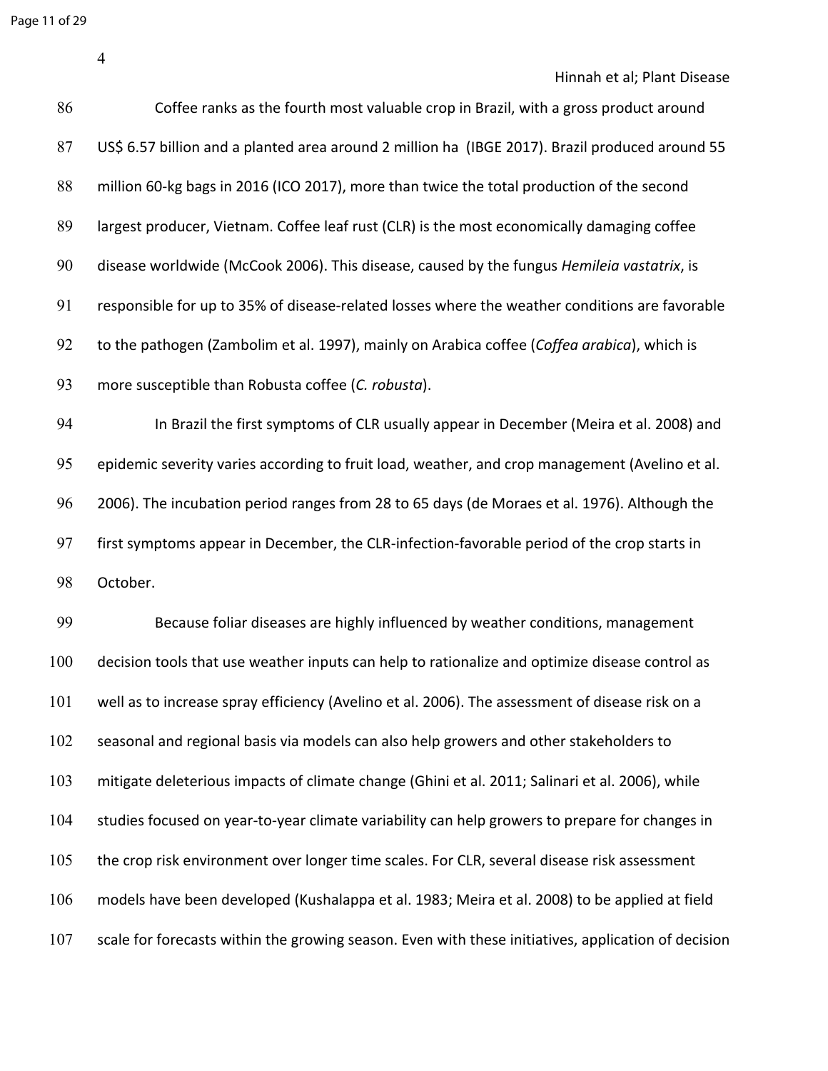Coffee ranks as the fourth most valuable crop in Brazil, with a gross product around US$ 6.57 billion and a planted area around 2 million ha (IBGE 2017). Brazil produced around 55 million 60-kg bags in 2016 (ICO 2017), more than twice the total production of the second largest producer, Vietnam. Coffee leaf rust (CLR) is the most economically damaging coffee disease worldwide (McCook 2006). This disease, caused by the fungus *Hemileia vastatrix*, is responsible for up to 35% of disease-related losses where the weather conditions are favorable to the pathogen (Zambolim et al. 1997), mainly on Arabica coffee (*Coffea arabica*), which is more susceptible than Robusta coffee (*C. robusta*).

In Brazil the first symptoms of CLR usually appear in December (Meira et al. 2008) and epidemic severity varies according to fruit load, weather, and crop management (Avelino et al. 2006). The incubation period ranges from 28 to 65 days (de Moraes et al. 1976). Although the first symptoms appear in December, the CLR-infection-favorable period of the crop starts in October.

Because foliar diseases are highly influenced by weather conditions, management decision tools that use weather inputs can help to rationalize and optimize disease control as well as to increase spray efficiency (Avelino et al. 2006). The assessment of disease risk on a seasonal and regional basis via models can also help growers and other stakeholders to mitigate deleterious impacts of climate change (Ghini et al. 2011; Salinari et al. 2006), while studies focused on year-to-year climate variability can help growers to prepare for changes in the crop risk environment over longer time scales. For CLR, several disease risk assessment models have been developed (Kushalappa et al. 1983; Meira et al. 2008) to be applied at field scale for forecasts within the growing season. Even with these initiatives, application of decision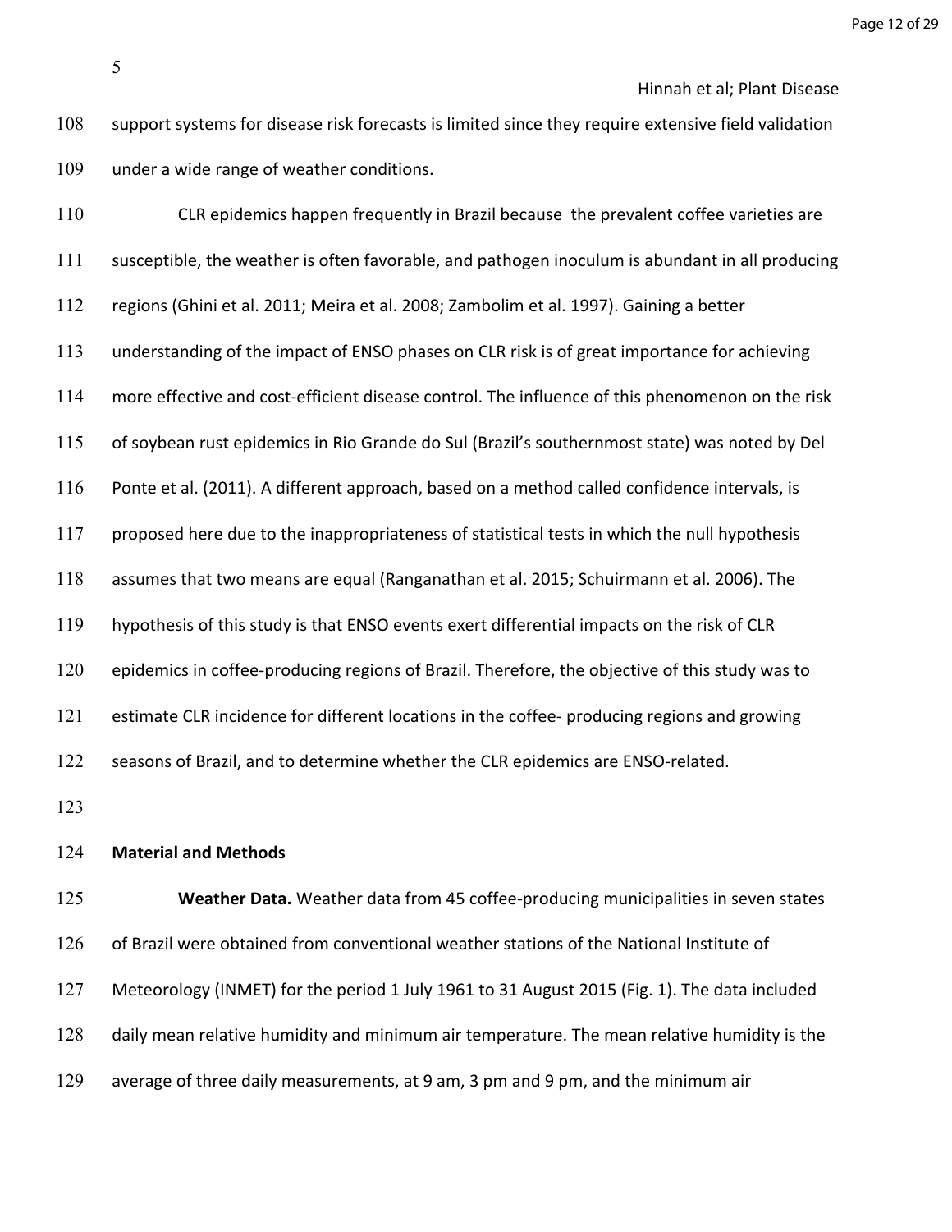support systems for disease risk forecasts is limited since they require extensive field validation under a wide range of weather conditions.

CLR epidemics happen frequently in Brazil because the prevalent coffee varieties are susceptible, the weather is often favorable, and pathogen inoculum is abundant in all producing regions (Ghini et al. 2011; Meira et al. 2008; Zambolim et al. 1997). Gaining a better understanding of the impact of ENSO phases on CLR risk is of great importance for achieving more effective and cost-efficient disease control. The influence of this phenomenon on the risk of soybean rust epidemics in Rio Grande do Sul (Brazil's southernmost state) was noted by Del Ponte et al. (2011). A different approach, based on a method called confidence intervals, is proposed here due to the inappropriateness of statistical tests in which the null hypothesis assumes that two means are equal (Ranganathan et al. 2015; Schuirmann et al. 2006). The hypothesis of this study is that ENSO events exert differential impacts on the risk of CLR epidemics in coffee-producing regions of Brazil. Therefore, the objective of this study was to estimate CLR incidence for different locations in the coffee- producing regions and growing seasons of Brazil, and to determine whether the CLR epidemics are ENSO-related.

## Material and Methods

**Weather Data.** Weather data from 45 coffee-producing municipalities in seven states of Brazil were obtained from conventional weather stations of the National Institute of Meteorology (INMET) for the period 1 July 1961 to 31 August 2015 (Fig. 1). The data included daily mean relative humidity and minimum air temperature. The mean relative humidity is the average of three daily measurements, at 9 am, 3 pm and 9 pm, and the minimum air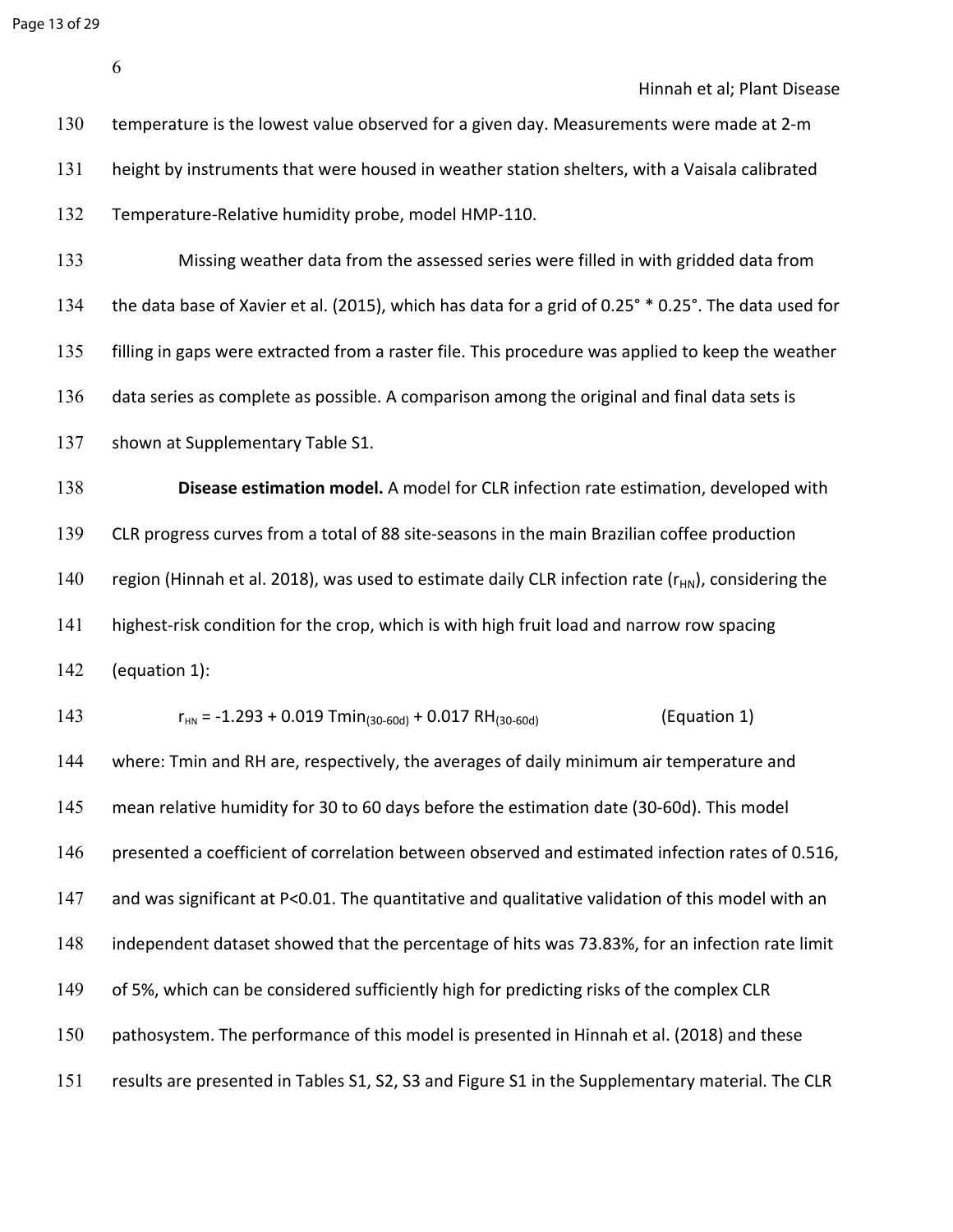temperature is the lowest value observed for a given day. Measurements were made at 2-m height by instruments that were housed in weather station shelters, with a Vaisala calibrated Temperature-Relative humidity probe, model HMP-110.

Missing weather data from the assessed series were filled in with gridded data from the data base of Xavier et al. (2015), which has data for a grid of 0.25° * 0.25°. The data used for filling in gaps were extracted from a raster file. This procedure was applied to keep the weather data series as complete as possible. A comparison among the original and final data sets is shown at Supplementary Table S1.

**Disease estimation model.** A model for CLR infection rate estimation, developed with CLR progress curves from a total of 88 site-seasons in the main Brazilian coffee production region (Hinnah et al. 2018), was used to estimate daily CLR infection rate ($r_{HN}$), considering the highest-risk condition for the crop, which is with high fruit load and narrow row spacing (equation 1):

$$r_{HN} = -1.293 + 0.019\ Tmin_{(30\text{-}60d)} + 0.017\ RH_{(30\text{-}60d)} \qquad \text{(Equation 1)}$$

where: Tmin and RH are, respectively, the averages of daily minimum air temperature and mean relative humidity for 30 to 60 days before the estimation date (30-60d). This model presented a coefficient of correlation between observed and estimated infection rates of 0.516, and was significant at $P<0.01$. The quantitative and qualitative validation of this model with an independent dataset showed that the percentage of hits was 73.83%, for an infection rate limit of 5%, which can be considered sufficiently high for predicting risks of the complex CLR pathosystem. The performance of this model is presented in Hinnah et al. (2018) and these results are presented in Tables S1, S2, S3 and Figure S1 in the Supplementary material. The CLR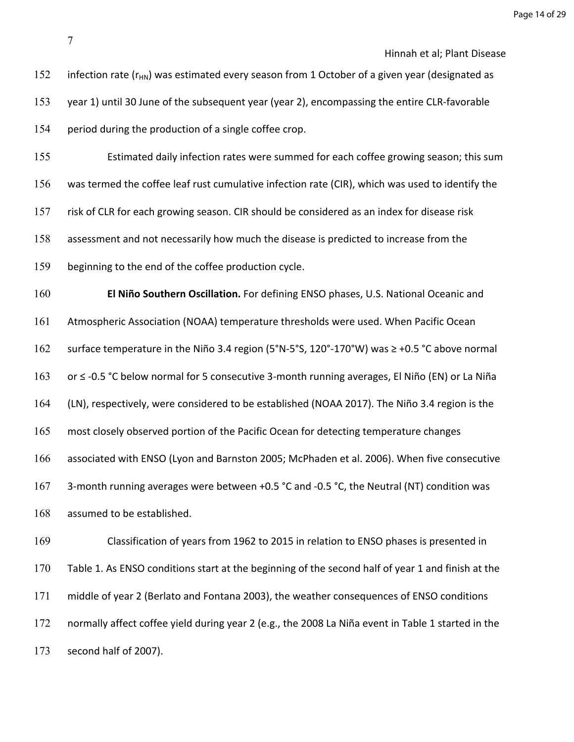infection rate ($r_{HN}$) was estimated every season from 1 October of a given year (designated as year 1) until 30 June of the subsequent year (year 2), encompassing the entire CLR-favorable period during the production of a single coffee crop.

Estimated daily infection rates were summed for each coffee growing season; this sum was termed the coffee leaf rust cumulative infection rate (CIR), which was used to identify the risk of CLR for each growing season. CIR should be considered as an index for disease risk assessment and not necessarily how much the disease is predicted to increase from the beginning to the end of the coffee production cycle.

**El Niño Southern Oscillation.** For defining ENSO phases, U.S. National Oceanic and Atmospheric Association (NOAA) temperature thresholds were used. When Pacific Ocean surface temperature in the Niño 3.4 region (5°N-5°S, 120°-170°W) was ≥ +0.5 °C above normal or ≤ -0.5 °C below normal for 5 consecutive 3-month running averages, El Niño (EN) or La Niña (LN), respectively, were considered to be established (NOAA 2017). The Niño 3.4 region is the most closely observed portion of the Pacific Ocean for detecting temperature changes associated with ENSO (Lyon and Barnston 2005; McPhaden et al. 2006). When five consecutive 3-month running averages were between +0.5 °C and -0.5 °C, the Neutral (NT) condition was assumed to be established.

Classification of years from 1962 to 2015 in relation to ENSO phases is presented in Table 1. As ENSO conditions start at the beginning of the second half of year 1 and finish at the middle of year 2 (Berlato and Fontana 2003), the weather consequences of ENSO conditions normally affect coffee yield during year 2 (e.g., the 2008 La Niña event in Table 1 started in the second half of 2007).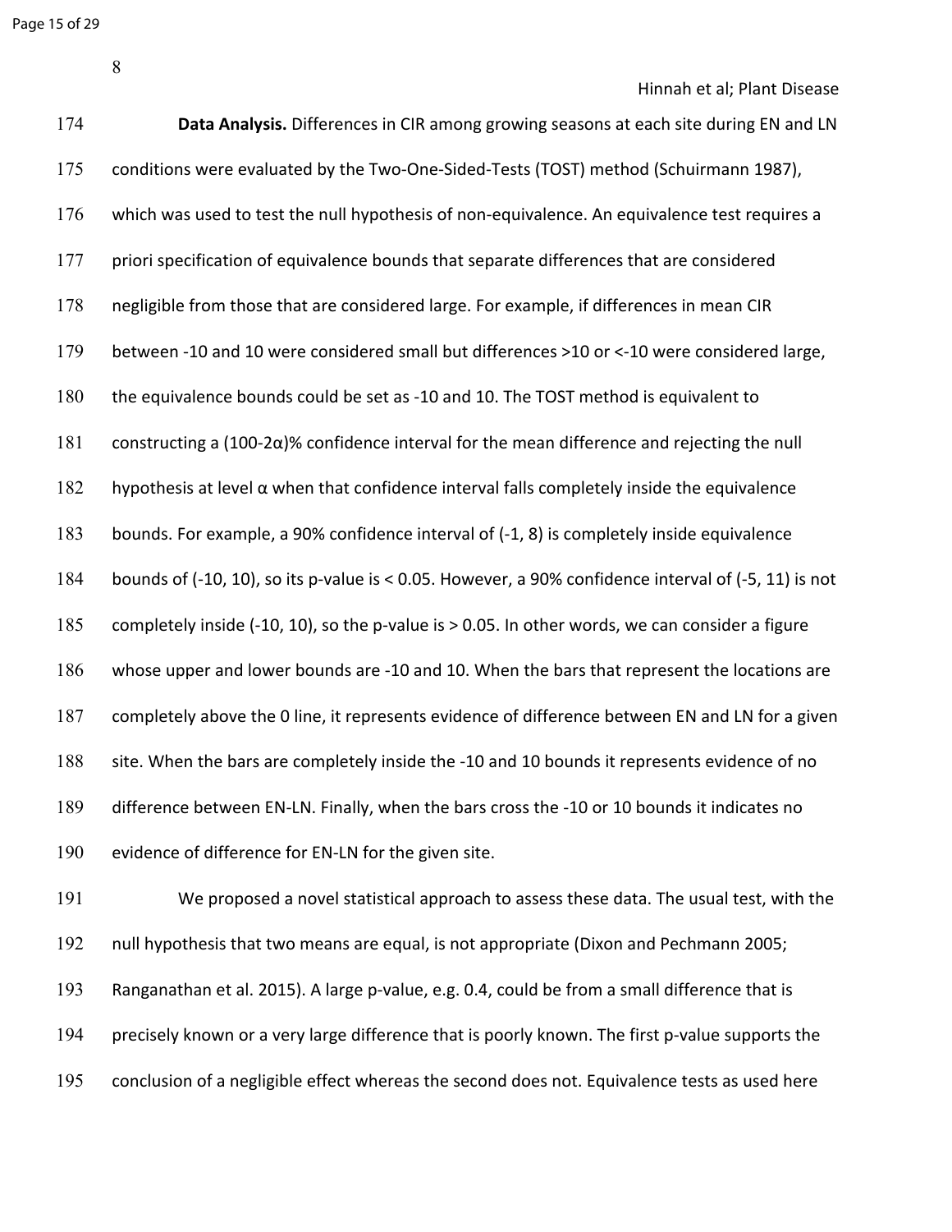**Data Analysis.** Differences in CIR among growing seasons at each site during EN and LN conditions were evaluated by the Two-One-Sided-Tests (TOST) method (Schuirmann 1987), which was used to test the null hypothesis of non-equivalence. An equivalence test requires a priori specification of equivalence bounds that separate differences that are considered negligible from those that are considered large. For example, if differences in mean CIR between -10 and 10 were considered small but differences >10 or <-10 were considered large, the equivalence bounds could be set as -10 and 10. The TOST method is equivalent to constructing a (100-2α)% confidence interval for the mean difference and rejecting the null hypothesis at level α when that confidence interval falls completely inside the equivalence bounds. For example, a 90% confidence interval of (-1, 8) is completely inside equivalence bounds of (-10, 10), so its p-value is < 0.05. However, a 90% confidence interval of (-5, 11) is not completely inside (-10, 10), so the p-value is > 0.05. In other words, we can consider a figure whose upper and lower bounds are -10 and 10. When the bars that represent the locations are completely above the 0 line, it represents evidence of difference between EN and LN for a given site. When the bars are completely inside the -10 and 10 bounds it represents evidence of no difference between EN-LN. Finally, when the bars cross the -10 or 10 bounds it indicates no evidence of difference for EN-LN for the given site.

We proposed a novel statistical approach to assess these data. The usual test, with the null hypothesis that two means are equal, is not appropriate (Dixon and Pechmann 2005; Ranganathan et al. 2015). A large p-value, e.g. 0.4, could be from a small difference that is precisely known or a very large difference that is poorly known. The first p-value supports the conclusion of a negligible effect whereas the second does not. Equivalence tests as used here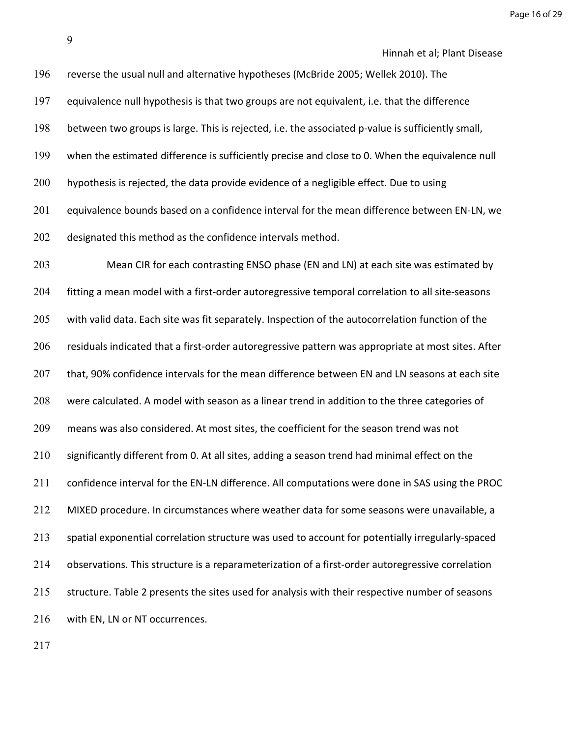reverse the usual null and alternative hypotheses (McBride 2005; Wellek 2010). The equivalence null hypothesis is that two groups are not equivalent, i.e. that the difference between two groups is large. This is rejected, i.e. the associated p-value is sufficiently small, when the estimated difference is sufficiently precise and close to 0. When the equivalence null hypothesis is rejected, the data provide evidence of a negligible effect. Due to using equivalence bounds based on a confidence interval for the mean difference between EN-LN, we designated this method as the confidence intervals method.

Mean CIR for each contrasting ENSO phase (EN and LN) at each site was estimated by fitting a mean model with a first-order autoregressive temporal correlation to all site-seasons with valid data. Each site was fit separately. Inspection of the autocorrelation function of the residuals indicated that a first-order autoregressive pattern was appropriate at most sites. After that, 90% confidence intervals for the mean difference between EN and LN seasons at each site were calculated. A model with season as a linear trend in addition to the three categories of means was also considered. At most sites, the coefficient for the season trend was not significantly different from 0. At all sites, adding a season trend had minimal effect on the confidence interval for the EN-LN difference. All computations were done in SAS using the PROC MIXED procedure. In circumstances where weather data for some seasons were unavailable, a spatial exponential correlation structure was used to account for potentially irregularly-spaced observations. This structure is a reparameterization of a first-order autoregressive correlation structure. Table 2 presents the sites used for analysis with their respective number of seasons with EN, LN or NT occurrences.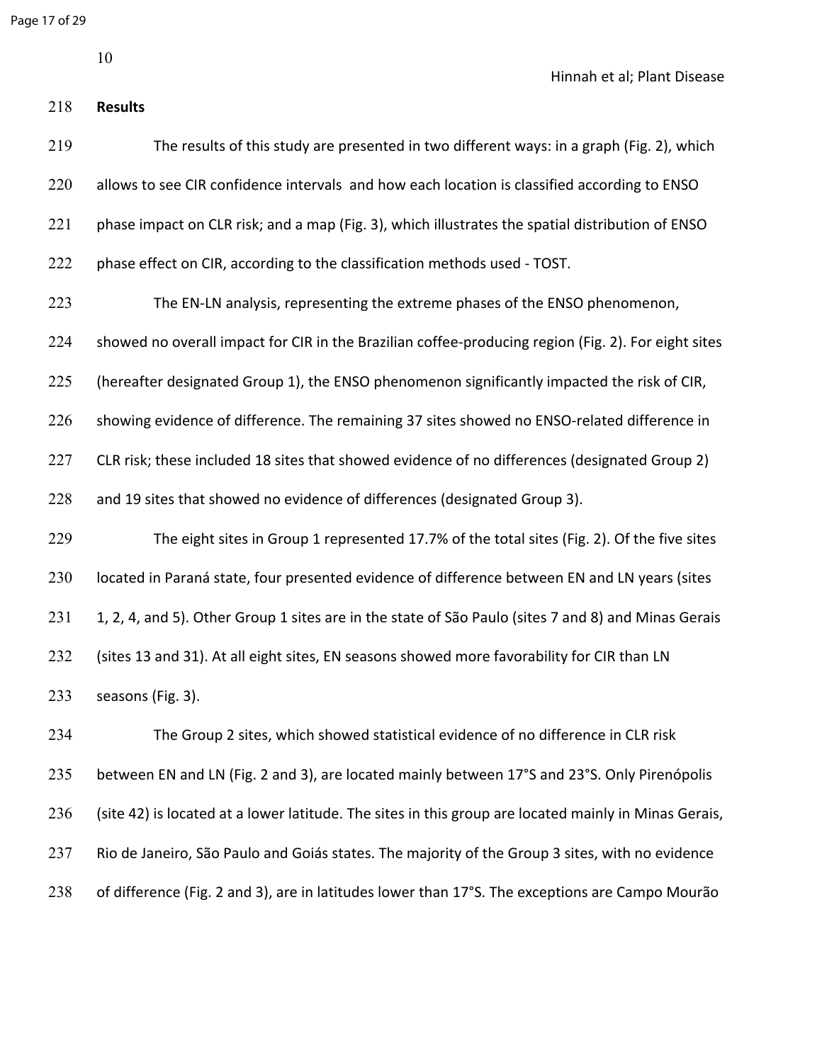## Results

The results of this study are presented in two different ways: in a graph (Fig. 2), which allows to see CIR confidence intervals and how each location is classified according to ENSO phase impact on CLR risk; and a map (Fig. 3), which illustrates the spatial distribution of ENSO phase effect on CIR, according to the classification methods used - TOST.

The EN-LN analysis, representing the extreme phases of the ENSO phenomenon, showed no overall impact for CIR in the Brazilian coffee-producing region (Fig. 2). For eight sites (hereafter designated Group 1), the ENSO phenomenon significantly impacted the risk of CIR, showing evidence of difference. The remaining 37 sites showed no ENSO-related difference in CLR risk; these included 18 sites that showed evidence of no differences (designated Group 2) and 19 sites that showed no evidence of differences (designated Group 3).

The eight sites in Group 1 represented 17.7% of the total sites (Fig. 2). Of the five sites located in Paraná state, four presented evidence of difference between EN and LN years (sites 1, 2, 4, and 5). Other Group 1 sites are in the state of São Paulo (sites 7 and 8) and Minas Gerais (sites 13 and 31). At all eight sites, EN seasons showed more favorability for CIR than LN seasons (Fig. 3).

The Group 2 sites, which showed statistical evidence of no difference in CLR risk between EN and LN (Fig. 2 and 3), are located mainly between 17°S and 23°S. Only Pirenópolis (site 42) is located at a lower latitude. The sites in this group are located mainly in Minas Gerais, Rio de Janeiro, São Paulo and Goiás states. The majority of the Group 3 sites, with no evidence of difference (Fig. 2 and 3), are in latitudes lower than 17°S. The exceptions are Campo Mourão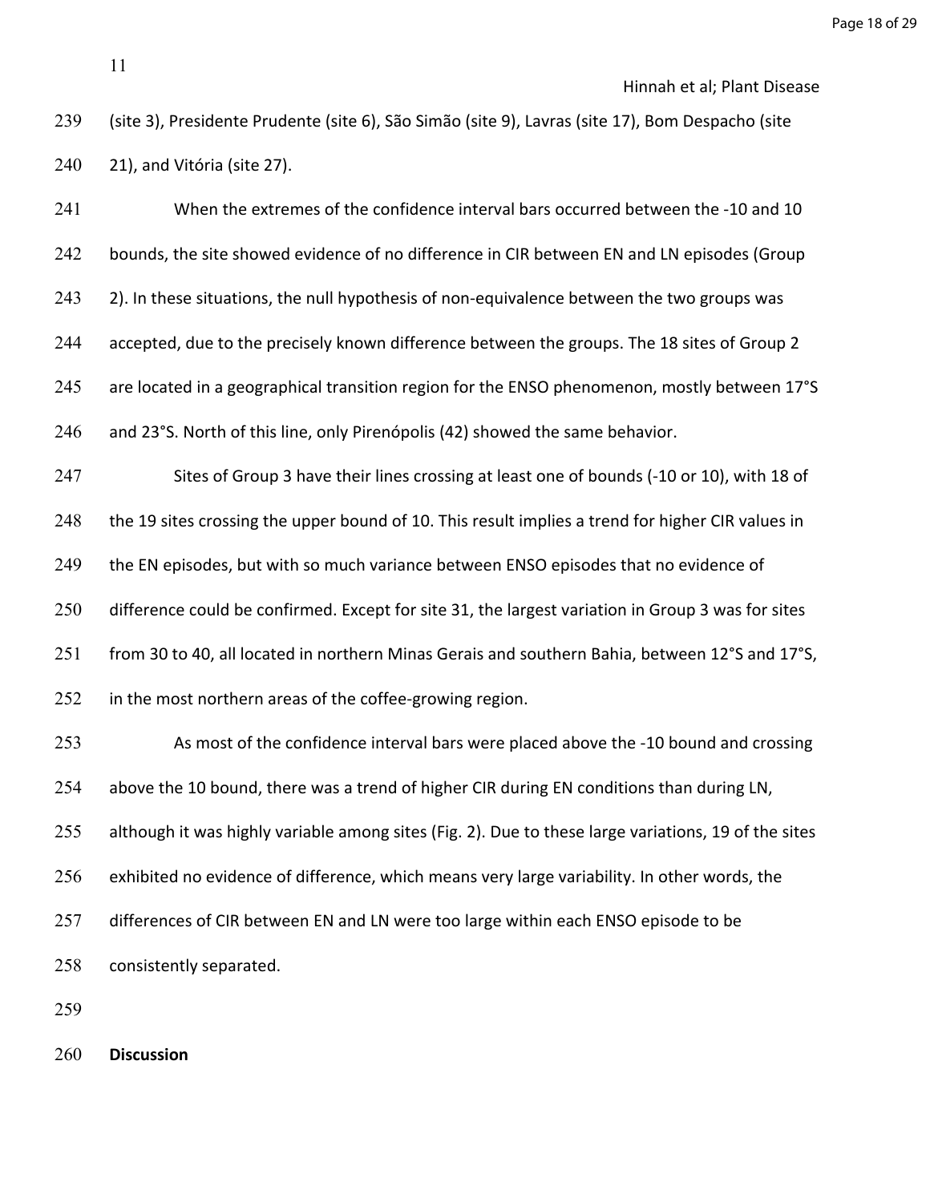(site 3), Presidente Prudente (site 6), São Simão (site 9), Lavras (site 17), Bom Despacho (site 21), and Vitória (site 27).

When the extremes of the confidence interval bars occurred between the -10 and 10 bounds, the site showed evidence of no difference in CIR between EN and LN episodes (Group 2). In these situations, the null hypothesis of non-equivalence between the two groups was accepted, due to the precisely known difference between the groups. The 18 sites of Group 2 are located in a geographical transition region for the ENSO phenomenon, mostly between 17°S and 23°S. North of this line, only Pirenópolis (42) showed the same behavior.

Sites of Group 3 have their lines crossing at least one of bounds (-10 or 10), with 18 of the 19 sites crossing the upper bound of 10. This result implies a trend for higher CIR values in the EN episodes, but with so much variance between ENSO episodes that no evidence of difference could be confirmed. Except for site 31, the largest variation in Group 3 was for sites from 30 to 40, all located in northern Minas Gerais and southern Bahia, between 12°S and 17°S, in the most northern areas of the coffee-growing region.

As most of the confidence interval bars were placed above the -10 bound and crossing above the 10 bound, there was a trend of higher CIR during EN conditions than during LN, although it was highly variable among sites (Fig. 2). Due to these large variations, 19 of the sites exhibited no evidence of difference, which means very large variability. In other words, the differences of CIR between EN and LN were too large within each ENSO episode to be consistently separated.

## Discussion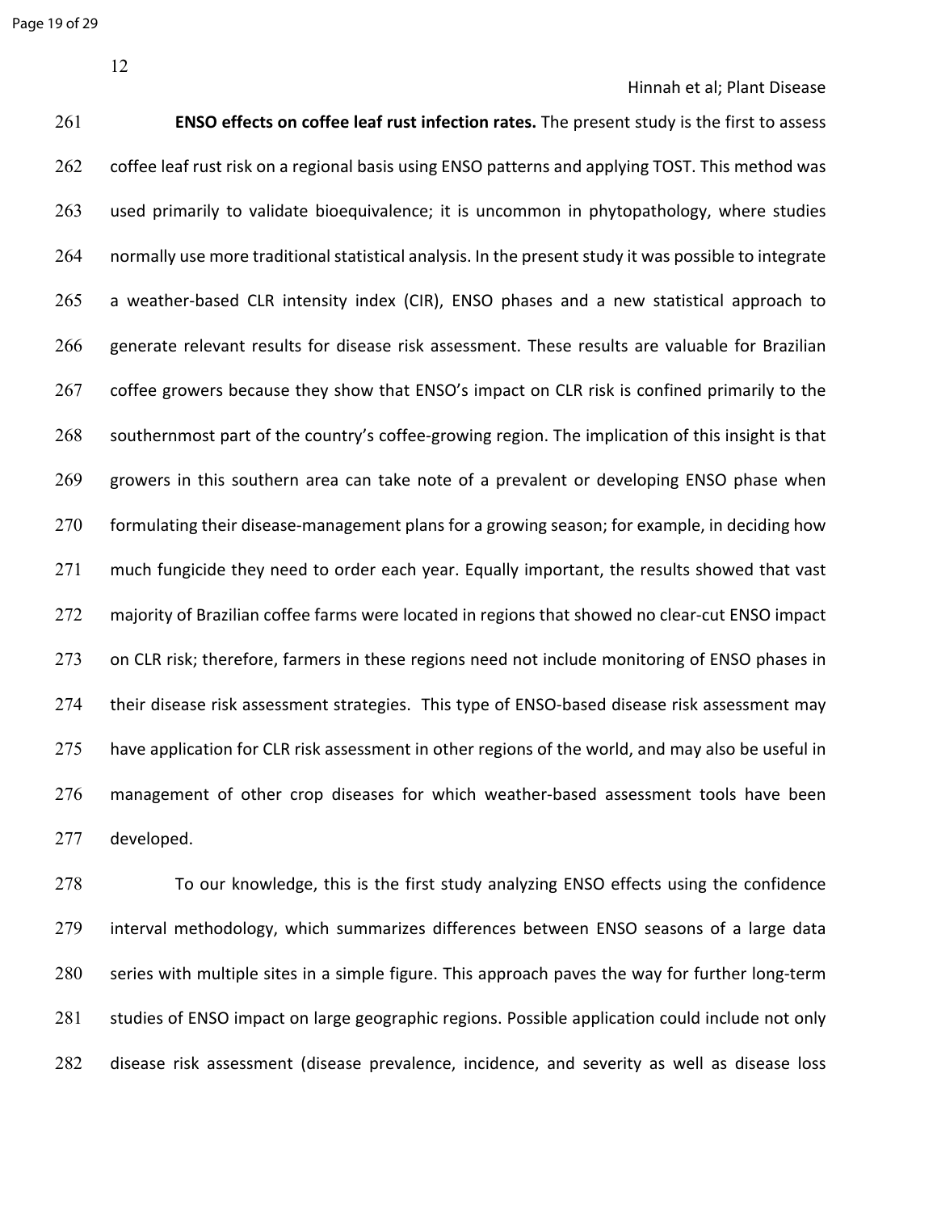**ENSO effects on coffee leaf rust infection rates.** The present study is the first to assess coffee leaf rust risk on a regional basis using ENSO patterns and applying TOST. This method was used primarily to validate bioequivalence; it is uncommon in phytopathology, where studies normally use more traditional statistical analysis. In the present study it was possible to integrate a weather-based CLR intensity index (CIR), ENSO phases and a new statistical approach to generate relevant results for disease risk assessment. These results are valuable for Brazilian coffee growers because they show that ENSO's impact on CLR risk is confined primarily to the southernmost part of the country's coffee-growing region. The implication of this insight is that growers in this southern area can take note of a prevalent or developing ENSO phase when formulating their disease-management plans for a growing season; for example, in deciding how much fungicide they need to order each year. Equally important, the results showed that vast majority of Brazilian coffee farms were located in regions that showed no clear-cut ENSO impact on CLR risk; therefore, farmers in these regions need not include monitoring of ENSO phases in their disease risk assessment strategies. This type of ENSO-based disease risk assessment may have application for CLR risk assessment in other regions of the world, and may also be useful in management of other crop diseases for which weather-based assessment tools have been developed.

To our knowledge, this is the first study analyzing ENSO effects using the confidence interval methodology, which summarizes differences between ENSO seasons of a large data series with multiple sites in a simple figure. This approach paves the way for further long-term studies of ENSO impact on large geographic regions. Possible application could include not only disease risk assessment (disease prevalence, incidence, and severity as well as disease loss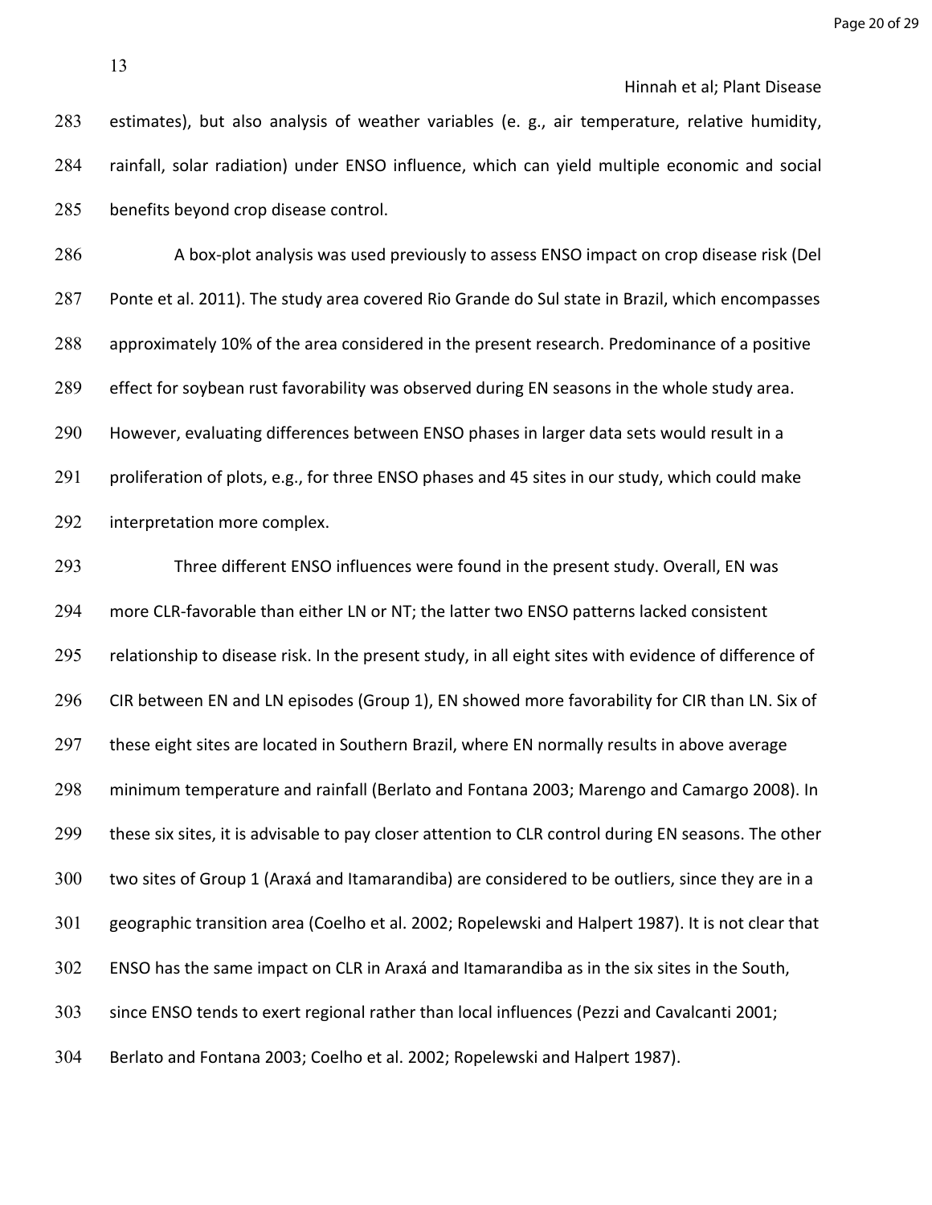estimates), but also analysis of weather variables (e. g., air temperature, relative humidity, rainfall, solar radiation) under ENSO influence, which can yield multiple economic and social benefits beyond crop disease control.

A box-plot analysis was used previously to assess ENSO impact on crop disease risk (Del Ponte et al. 2011). The study area covered Rio Grande do Sul state in Brazil, which encompasses approximately 10% of the area considered in the present research. Predominance of a positive effect for soybean rust favorability was observed during EN seasons in the whole study area. However, evaluating differences between ENSO phases in larger data sets would result in a proliferation of plots, e.g., for three ENSO phases and 45 sites in our study, which could make interpretation more complex.

Three different ENSO influences were found in the present study. Overall, EN was more CLR-favorable than either LN or NT; the latter two ENSO patterns lacked consistent relationship to disease risk. In the present study, in all eight sites with evidence of difference of CIR between EN and LN episodes (Group 1), EN showed more favorability for CIR than LN. Six of these eight sites are located in Southern Brazil, where EN normally results in above average minimum temperature and rainfall (Berlato and Fontana 2003; Marengo and Camargo 2008). In these six sites, it is advisable to pay closer attention to CLR control during EN seasons. The other two sites of Group 1 (Araxá and Itamarandiba) are considered to be outliers, since they are in a geographic transition area (Coelho et al. 2002; Ropelewski and Halpert 1987). It is not clear that ENSO has the same impact on CLR in Araxá and Itamarandiba as in the six sites in the South, since ENSO tends to exert regional rather than local influences (Pezzi and Cavalcanti 2001; Berlato and Fontana 2003; Coelho et al. 2002; Ropelewski and Halpert 1987).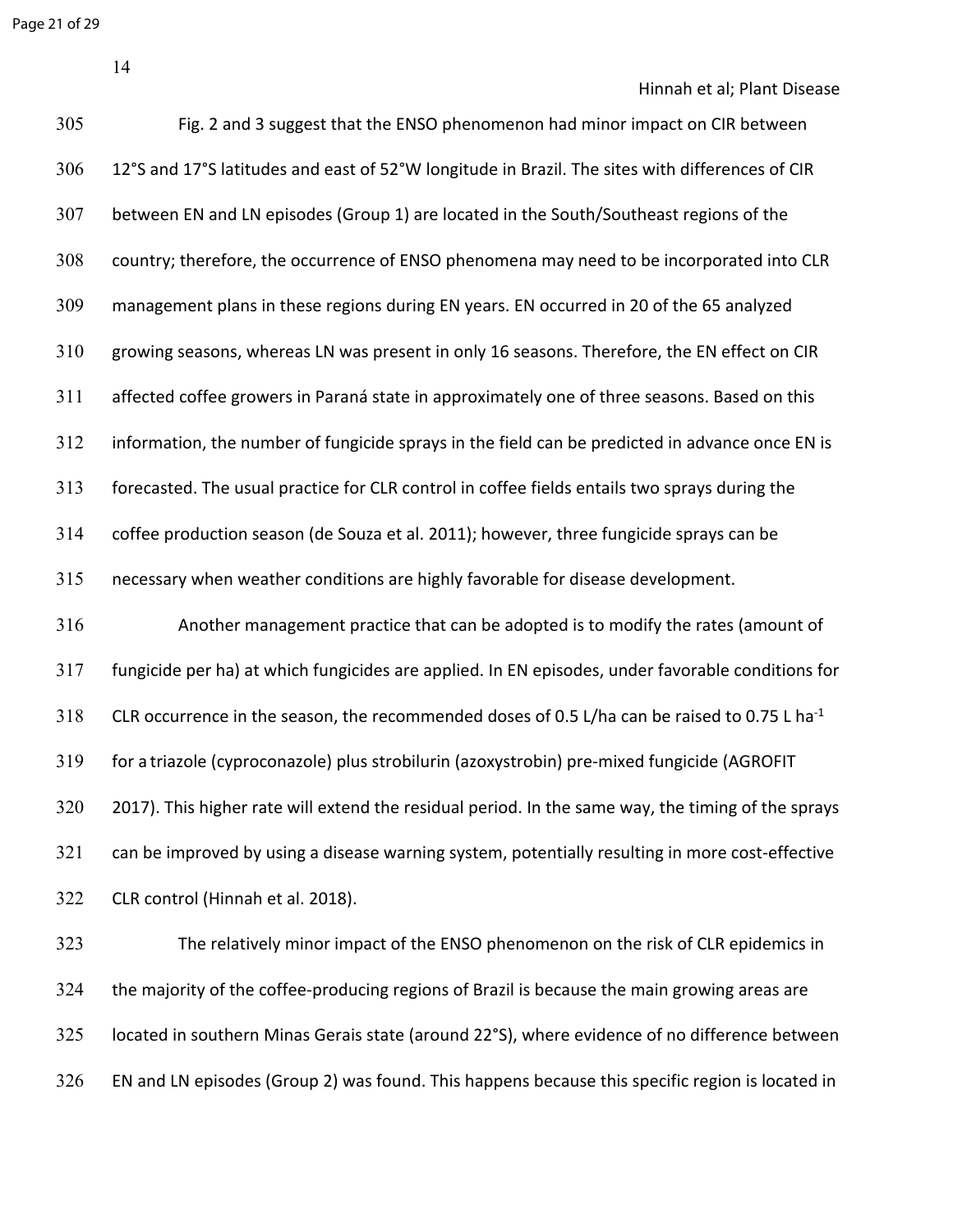Fig. 2 and 3 suggest that the ENSO phenomenon had minor impact on CIR between 12°S and 17°S latitudes and east of 52°W longitude in Brazil. The sites with differences of CIR between EN and LN episodes (Group 1) are located in the South/Southeast regions of the country; therefore, the occurrence of ENSO phenomena may need to be incorporated into CLR management plans in these regions during EN years. EN occurred in 20 of the 65 analyzed growing seasons, whereas LN was present in only 16 seasons. Therefore, the EN effect on CIR affected coffee growers in Paraná state in approximately one of three seasons. Based on this information, the number of fungicide sprays in the field can be predicted in advance once EN is forecasted. The usual practice for CLR control in coffee fields entails two sprays during the coffee production season (de Souza et al. 2011); however, three fungicide sprays can be necessary when weather conditions are highly favorable for disease development.

Another management practice that can be adopted is to modify the rates (amount of fungicide per ha) at which fungicides are applied. In EN episodes, under favorable conditions for CLR occurrence in the season, the recommended doses of 0.5 L/ha can be raised to 0.75 L $ha^{-1}$ for a triazole (cyproconazole) plus strobilurin (azoxystrobin) pre-mixed fungicide (AGROFIT 2017). This higher rate will extend the residual period. In the same way, the timing of the sprays can be improved by using a disease warning system, potentially resulting in more cost-effective CLR control (Hinnah et al. 2018).

The relatively minor impact of the ENSO phenomenon on the risk of CLR epidemics in the majority of the coffee-producing regions of Brazil is because the main growing areas are located in southern Minas Gerais state (around 22°S), where evidence of no difference between EN and LN episodes (Group 2) was found. This happens because this specific region is located in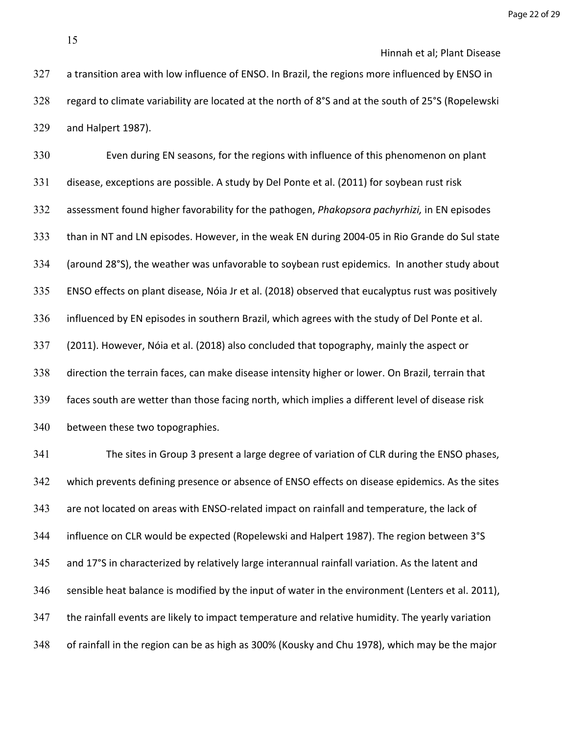a transition area with low influence of ENSO. In Brazil, the regions more influenced by ENSO in regard to climate variability are located at the north of 8°S and at the south of 25°S (Ropelewski and Halpert 1987).

Even during EN seasons, for the regions with influence of this phenomenon on plant disease, exceptions are possible. A study by Del Ponte et al. (2011) for soybean rust risk assessment found higher favorability for the pathogen, *Phakopsora pachyrhizi,* in EN episodes than in NT and LN episodes. However, in the weak EN during 2004-05 in Rio Grande do Sul state (around 28°S), the weather was unfavorable to soybean rust epidemics. In another study about ENSO effects on plant disease, Nóia Jr et al. (2018) observed that eucalyptus rust was positively influenced by EN episodes in southern Brazil, which agrees with the study of Del Ponte et al. (2011). However, Nóia et al. (2018) also concluded that topography, mainly the aspect or direction the terrain faces, can make disease intensity higher or lower. On Brazil, terrain that faces south are wetter than those facing north, which implies a different level of disease risk between these two topographies.

The sites in Group 3 present a large degree of variation of CLR during the ENSO phases, which prevents defining presence or absence of ENSO effects on disease epidemics. As the sites are not located on areas with ENSO-related impact on rainfall and temperature, the lack of influence on CLR would be expected (Ropelewski and Halpert 1987). The region between 3°S and 17°S in characterized by relatively large interannual rainfall variation. As the latent and sensible heat balance is modified by the input of water in the environment (Lenters et al. 2011), the rainfall events are likely to impact temperature and relative humidity. The yearly variation of rainfall in the region can be as high as 300% (Kousky and Chu 1978), which may be the major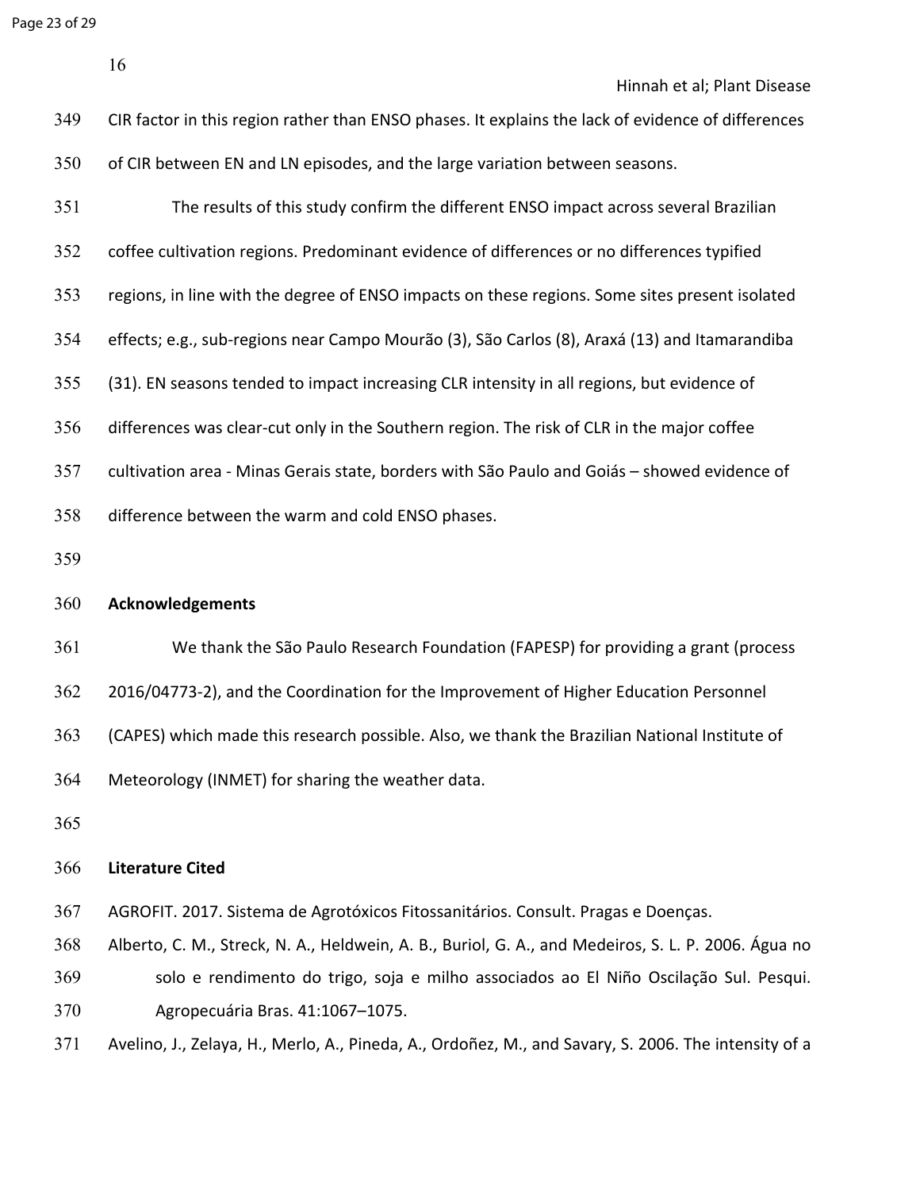CIR factor in this region rather than ENSO phases. It explains the lack of evidence of differences of CIR between EN and LN episodes, and the large variation between seasons.

The results of this study confirm the different ENSO impact across several Brazilian coffee cultivation regions. Predominant evidence of differences or no differences typified regions, in line with the degree of ENSO impacts on these regions. Some sites present isolated effects; e.g., sub-regions near Campo Mourão (3), São Carlos (8), Araxá (13) and Itamarandiba (31). EN seasons tended to impact increasing CLR intensity in all regions, but evidence of differences was clear-cut only in the Southern region. The risk of CLR in the major coffee cultivation area - Minas Gerais state, borders with São Paulo and Goiás – showed evidence of difference between the warm and cold ENSO phases.

## Acknowledgements

We thank the São Paulo Research Foundation (FAPESP) for providing a grant (process 2016/04773-2), and the Coordination for the Improvement of Higher Education Personnel (CAPES) which made this research possible. Also, we thank the Brazilian National Institute of Meteorology (INMET) for sharing the weather data.

## Literature Cited

AGROFIT. 2017. Sistema de Agrotóxicos Fitossanitários. Consult. Pragas e Doenças.

Alberto, C. M., Streck, N. A., Heldwein, A. B., Buriol, G. A., and Medeiros, S. L. P. 2006. Água no solo e rendimento do trigo, soja e milho associados ao El Niño Oscilação Sul. Pesqui. Agropecuária Bras. 41:1067–1075.

Avelino, J., Zelaya, H., Merlo, A., Pineda, A., Ordoñez, M., and Savary, S. 2006. The intensity of a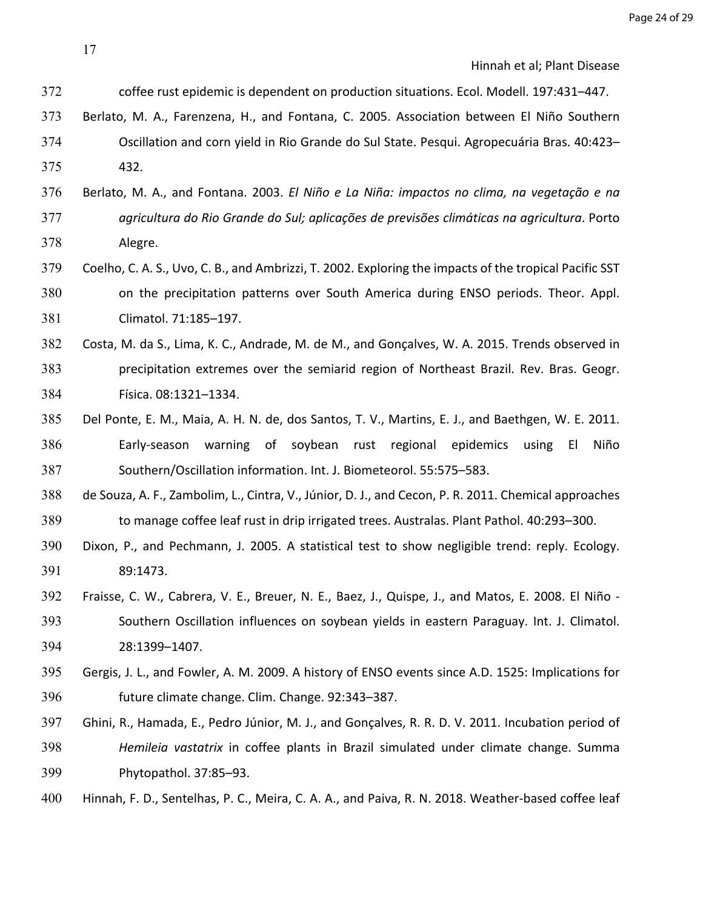coffee rust epidemic is dependent on production situations. Ecol. Modell. 197:431–447.

Berlato, M. A., Farenzena, H., and Fontana, C. 2005. Association between El Niño Southern Oscillation and corn yield in Rio Grande do Sul State. Pesqui. Agropecuária Bras. 40:423–432.

Berlato, M. A., and Fontana. 2003. *El Niño e La Niña: impactos no clima, na vegetação e na agricultura do Rio Grande do Sul; aplicações de previsões climáticas na agricultura*. Porto Alegre.

Coelho, C. A. S., Uvo, C. B., and Ambrizzi, T. 2002. Exploring the impacts of the tropical Pacific SST on the precipitation patterns over South America during ENSO periods. Theor. Appl. Climatol. 71:185–197.

Costa, M. da S., Lima, K. C., Andrade, M. de M., and Gonçalves, W. A. 2015. Trends observed in precipitation extremes over the semiarid region of Northeast Brazil. Rev. Bras. Geogr. Física. 08:1321–1334.

Del Ponte, E. M., Maia, A. H. N. de, dos Santos, T. V., Martins, E. J., and Baethgen, W. E. 2011. Early-season warning of soybean rust regional epidemics using El Niño Southern/Oscillation information. Int. J. Biometeorol. 55:575–583.

de Souza, A. F., Zambolim, L., Cintra, V., Júnior, D. J., and Cecon, P. R. 2011. Chemical approaches to manage coffee leaf rust in drip irrigated trees. Australas. Plant Pathol. 40:293–300.

Dixon, P., and Pechmann, J. 2005. A statistical test to show negligible trend: reply. Ecology. 89:1473.

Fraisse, C. W., Cabrera, V. E., Breuer, N. E., Baez, J., Quispe, J., and Matos, E. 2008. El Niño - Southern Oscillation influences on soybean yields in eastern Paraguay. Int. J. Climatol. 28:1399–1407.

Gergis, J. L., and Fowler, A. M. 2009. A history of ENSO events since A.D. 1525: Implications for future climate change. Clim. Change. 92:343–387.

Ghini, R., Hamada, E., Pedro Júnior, M. J., and Gonçalves, R. R. D. V. 2011. Incubation period of *Hemileia vastatrix* in coffee plants in Brazil simulated under climate change. Summa Phytopathol. 37:85–93.

Hinnah, F. D., Sentelhas, P. C., Meira, C. A. A., and Paiva, R. N. 2018. Weather-based coffee leaf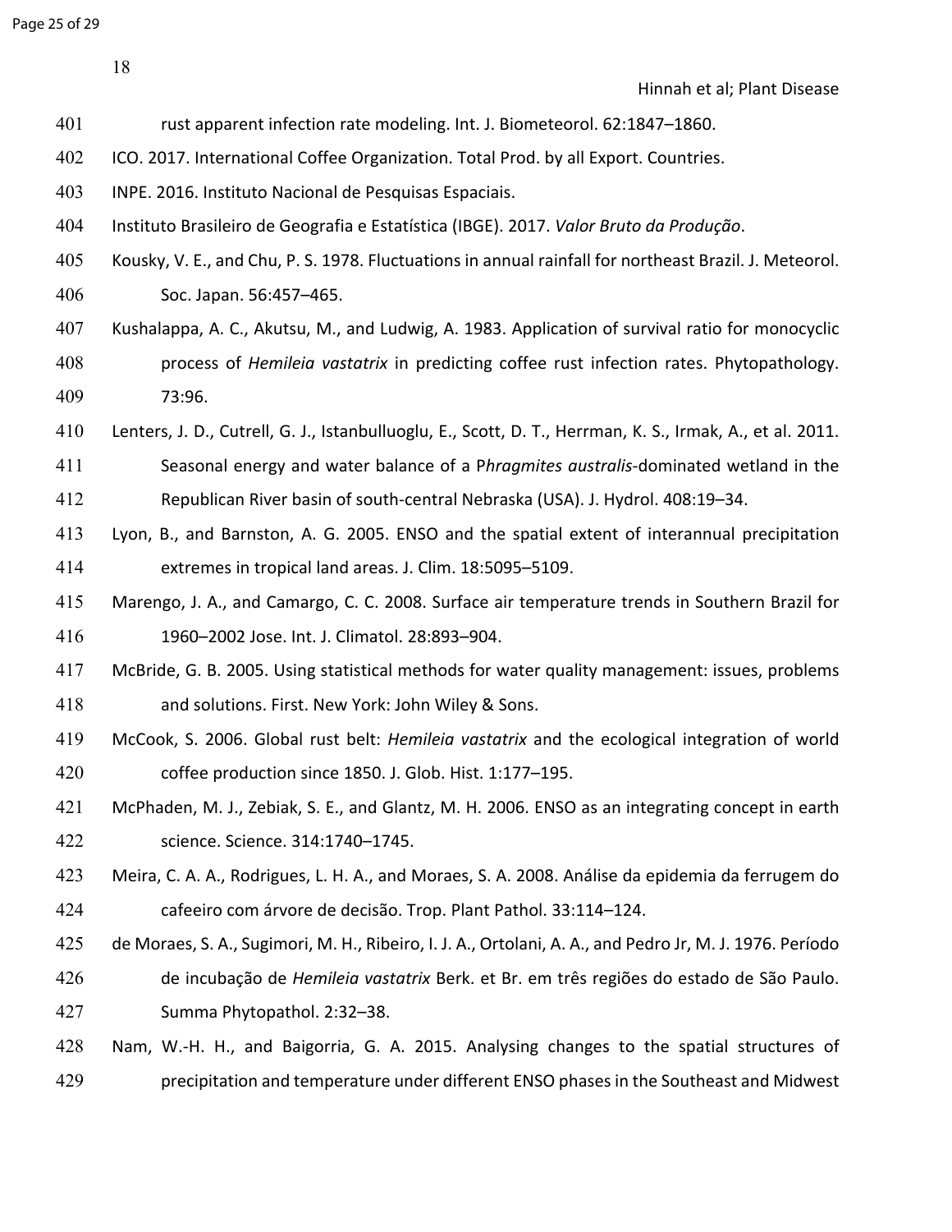rust apparent infection rate modeling. Int. J. Biometeorol. 62:1847–1860.

ICO. 2017. International Coffee Organization. Total Prod. by all Export. Countries.

INPE. 2016. Instituto Nacional de Pesquisas Espaciais.

Instituto Brasileiro de Geografia e Estatística (IBGE). 2017. *Valor Bruto da Produção*.

Kousky, V. E., and Chu, P. S. 1978. Fluctuations in annual rainfall for northeast Brazil. J. Meteorol. Soc. Japan. 56:457–465.

Kushalappa, A. C., Akutsu, M., and Ludwig, A. 1983. Application of survival ratio for monocyclic process of *Hemileia vastatrix* in predicting coffee rust infection rates. Phytopathology. 73:96.

Lenters, J. D., Cutrell, G. J., Istanbulluoglu, E., Scott, D. T., Herrman, K. S., Irmak, A., et al. 2011. Seasonal energy and water balance of a P*hragmites australis*-dominated wetland in the Republican River basin of south-central Nebraska (USA). J. Hydrol. 408:19–34.

Lyon, B., and Barnston, A. G. 2005. ENSO and the spatial extent of interannual precipitation extremes in tropical land areas. J. Clim. 18:5095–5109.

Marengo, J. A., and Camargo, C. C. 2008. Surface air temperature trends in Southern Brazil for 1960–2002 Jose. Int. J. Climatol. 28:893–904.

McBride, G. B. 2005. Using statistical methods for water quality management: issues, problems and solutions. First. New York: John Wiley & Sons.

McCook, S. 2006. Global rust belt: *Hemileia vastatrix* and the ecological integration of world coffee production since 1850. J. Glob. Hist. 1:177–195.

McPhaden, M. J., Zebiak, S. E., and Glantz, M. H. 2006. ENSO as an integrating concept in earth science. Science. 314:1740–1745.

Meira, C. A. A., Rodrigues, L. H. A., and Moraes, S. A. 2008. Análise da epidemia da ferrugem do cafeeiro com árvore de decisão. Trop. Plant Pathol. 33:114–124.

de Moraes, S. A., Sugimori, M. H., Ribeiro, I. J. A., Ortolani, A. A., and Pedro Jr, M. J. 1976. Período de incubação de *Hemileia vastatrix* Berk. et Br. em três regiões do estado de São Paulo. Summa Phytopathol. 2:32–38.

Nam, W.-H. H., and Baigorria, G. A. 2015. Analysing changes to the spatial structures of precipitation and temperature under different ENSO phases in the Southeast and Midwest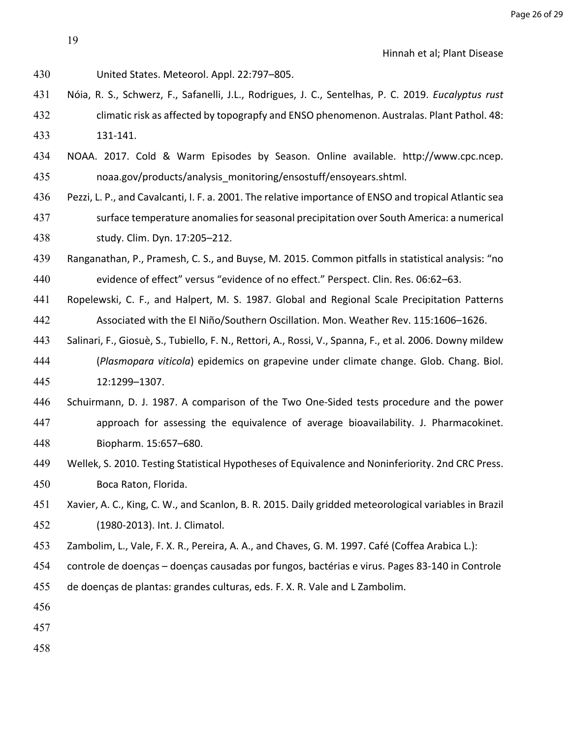United States. Meteorol. Appl. 22:797–805.

Nóia, R. S., Schwerz, F., Safanelli, J.L., Rodrigues, J. C., Sentelhas, P. C. 2019. *Eucalyptus rust* climatic risk as affected by topograpfy and ENSO phenomenon. Australas. Plant Pathol. 48: 131-141.

NOAA. 2017. Cold & Warm Episodes by Season. Online available. http://www.cpc.ncep. noaa.gov/products/analysis_monitoring/ensostuff/ensoyears.shtml.

Pezzi, L. P., and Cavalcanti, I. F. a. 2001. The relative importance of ENSO and tropical Atlantic sea surface temperature anomalies for seasonal precipitation over South America: a numerical study. Clim. Dyn. 17:205–212.

Ranganathan, P., Pramesh, C. S., and Buyse, M. 2015. Common pitfalls in statistical analysis: "no evidence of effect" versus "evidence of no effect." Perspect. Clin. Res. 06:62–63.

Ropelewski, C. F., and Halpert, M. S. 1987. Global and Regional Scale Precipitation Patterns Associated with the El Niño/Southern Oscillation. Mon. Weather Rev. 115:1606–1626.

Salinari, F., Giosuè, S., Tubiello, F. N., Rettori, A., Rossi, V., Spanna, F., et al. 2006. Downy mildew (*Plasmopara viticola*) epidemics on grapevine under climate change. Glob. Chang. Biol. 12:1299–1307.

Schuirmann, D. J. 1987. A comparison of the Two One-Sided tests procedure and the power approach for assessing the equivalence of average bioavailability. J. Pharmacokinet. Biopharm. 15:657–680.

Wellek, S. 2010. Testing Statistical Hypotheses of Equivalence and Noninferiority. 2nd CRC Press. Boca Raton, Florida.

Xavier, A. C., King, C. W., and Scanlon, B. R. 2015. Daily gridded meteorological variables in Brazil (1980-2013). Int. J. Climatol.

Zambolim, L., Vale, F. X. R., Pereira, A. A., and Chaves, G. M. 1997. Café (Coffea Arabica L.): controle de doenças – doenças causadas por fungos, bactérias e virus. Pages 83-140 in Controle de doenças de plantas: grandes culturas, eds. F. X. R. Vale and L Zambolim.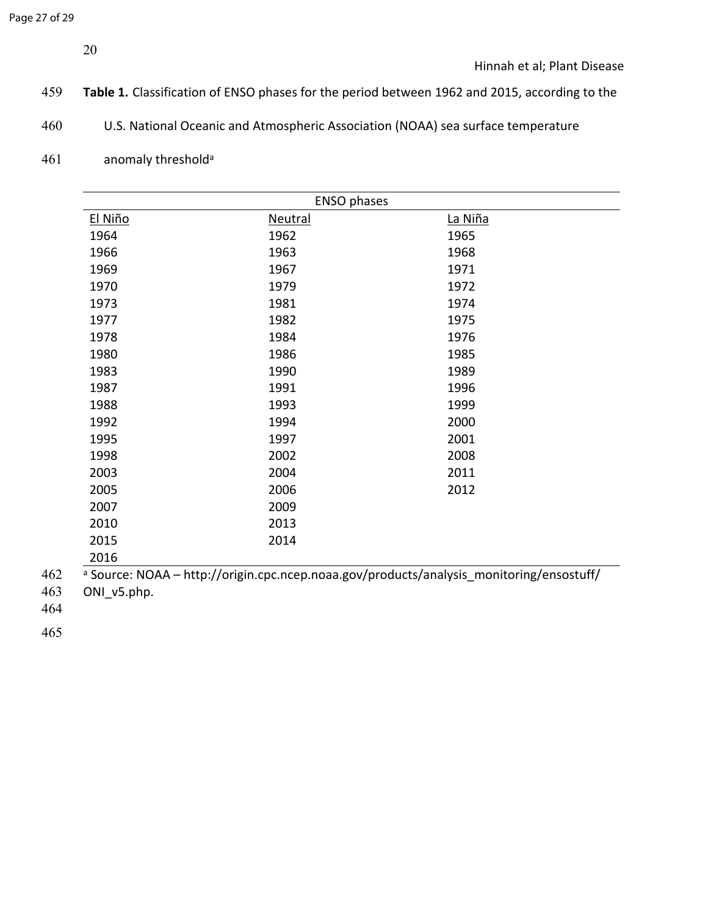**Table 1.** Classification of ENSO phases for the period between 1962 and 2015, according to the U.S. National Oceanic and Atmospheric Association (NOAA) sea surface temperature anomaly threshold[a]

| ENSO phases | | |
|---|---|---|
| El Niño | Neutral | La Niña |
| 1964 | 1962 | 1965 |
| 1966 | 1963 | 1968 |
| 1969 | 1967 | 1971 |
| 1970 | 1979 | 1972 |
| 1973 | 1981 | 1974 |
| 1977 | 1982 | 1975 |
| 1978 | 1984 | 1976 |
| 1980 | 1986 | 1985 |
| 1983 | 1990 | 1989 |
| 1987 | 1991 | 1996 |
| 1988 | 1993 | 1999 |
| 1992 | 1994 | 2000 |
| 1995 | 1997 | 2001 |
| 1998 | 2002 | 2008 |
| 2003 | 2004 | 2011 |
| 2005 | 2006 | 2012 |
| 2007 | 2009 | |
| 2010 | 2013 | |
| 2015 | 2014 | |
| 2016 | | |

[a] Source: NOAA – http://origin.cpc.ncep.noaa.gov/products/analysis_monitoring/ensostuff/ONI_v5.php.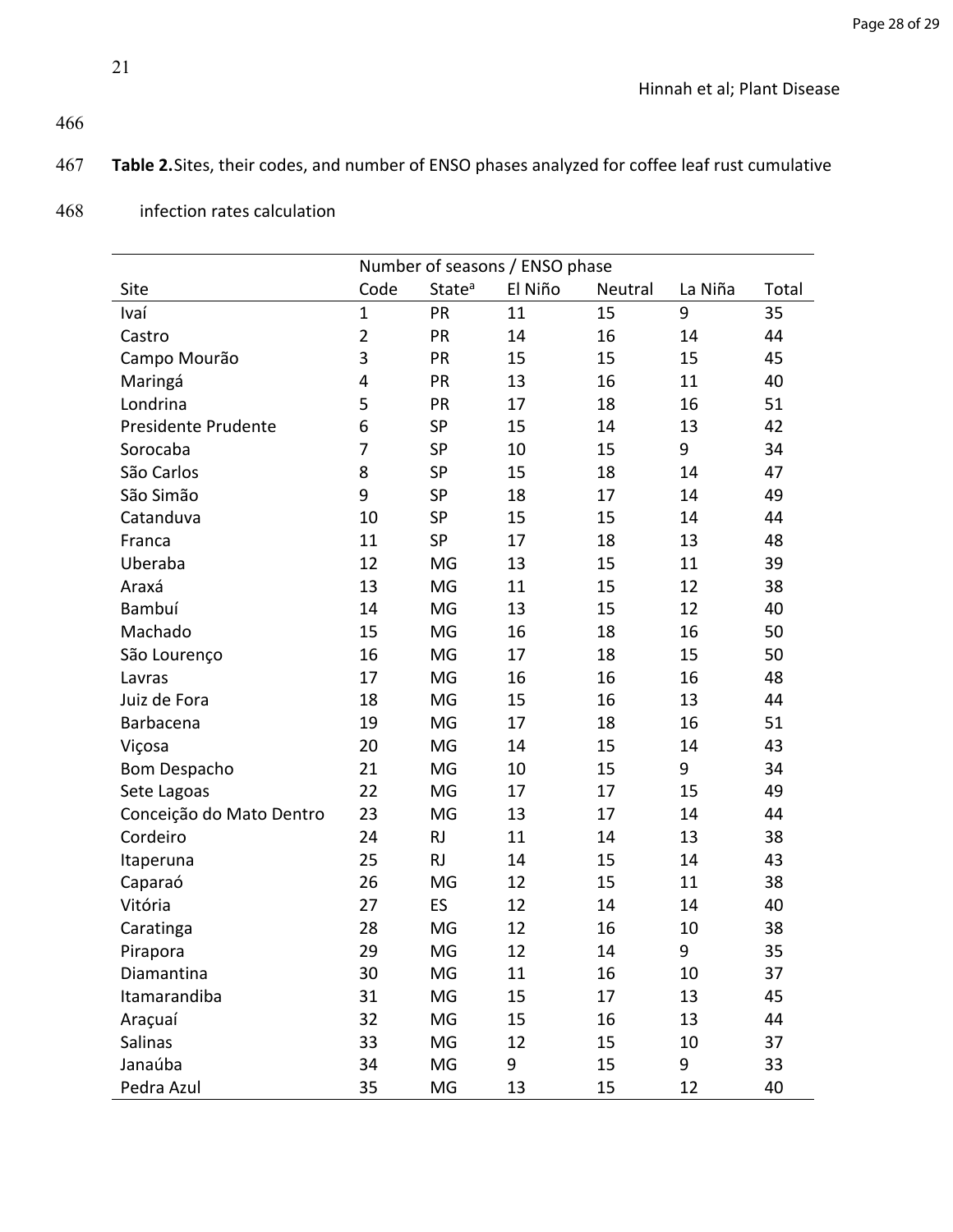**Table 2.** Sites, their codes, and number of ENSO phases analyzed for coffee leaf rust cumulative infection rates calculation

| | Number of seasons / ENSO phase | | | | | |
|---|---|---|---|---|---|---|
| Site | Code | State[a] | El Niño | Neutral | La Niña | Total |
| Ivaí | 1 | PR | 11 | 15 | 9 | 35 |
| Castro | 2 | PR | 14 | 16 | 14 | 44 |
| Campo Mourão | 3 | PR | 15 | 15 | 15 | 45 |
| Maringá | 4 | PR | 13 | 16 | 11 | 40 |
| Londrina | 5 | PR | 17 | 18 | 16 | 51 |
| Presidente Prudente | 6 | SP | 15 | 14 | 13 | 42 |
| Sorocaba | 7 | SP | 10 | 15 | 9 | 34 |
| São Carlos | 8 | SP | 15 | 18 | 14 | 47 |
| São Simão | 9 | SP | 18 | 17 | 14 | 49 |
| Catanduva | 10 | SP | 15 | 15 | 14 | 44 |
| Franca | 11 | SP | 17 | 18 | 13 | 48 |
| Uberaba | 12 | MG | 13 | 15 | 11 | 39 |
| Araxá | 13 | MG | 11 | 15 | 12 | 38 |
| Bambuí | 14 | MG | 13 | 15 | 12 | 40 |
| Machado | 15 | MG | 16 | 18 | 16 | 50 |
| São Lourenço | 16 | MG | 17 | 18 | 15 | 50 |
| Lavras | 17 | MG | 16 | 16 | 16 | 48 |
| Juiz de Fora | 18 | MG | 15 | 16 | 13 | 44 |
| Barbacena | 19 | MG | 17 | 18 | 16 | 51 |
| Viçosa | 20 | MG | 14 | 15 | 14 | 43 |
| Bom Despacho | 21 | MG | 10 | 15 | 9 | 34 |
| Sete Lagoas | 22 | MG | 17 | 17 | 15 | 49 |
| Conceição do Mato Dentro | 23 | MG | 13 | 17 | 14 | 44 |
| Cordeiro | 24 | RJ | 11 | 14 | 13 | 38 |
| Itaperuna | 25 | RJ | 14 | 15 | 14 | 43 |
| Caparaó | 26 | MG | 12 | 15 | 11 | 38 |
| Vitória | 27 | ES | 12 | 14 | 14 | 40 |
| Caratinga | 28 | MG | 12 | 16 | 10 | 38 |
| Pirapora | 29 | MG | 12 | 14 | 9 | 35 |
| Diamantina | 30 | MG | 11 | 16 | 10 | 37 |
| Itamarandiba | 31 | MG | 15 | 17 | 13 | 45 |
| Araçuaí | 32 | MG | 15 | 16 | 13 | 44 |
| Salinas | 33 | MG | 12 | 15 | 10 | 37 |
| Janaúba | 34 | MG | 9 | 15 | 9 | 33 |
| Pedra Azul | 35 | MG | 13 | 15 | 12 | 40 |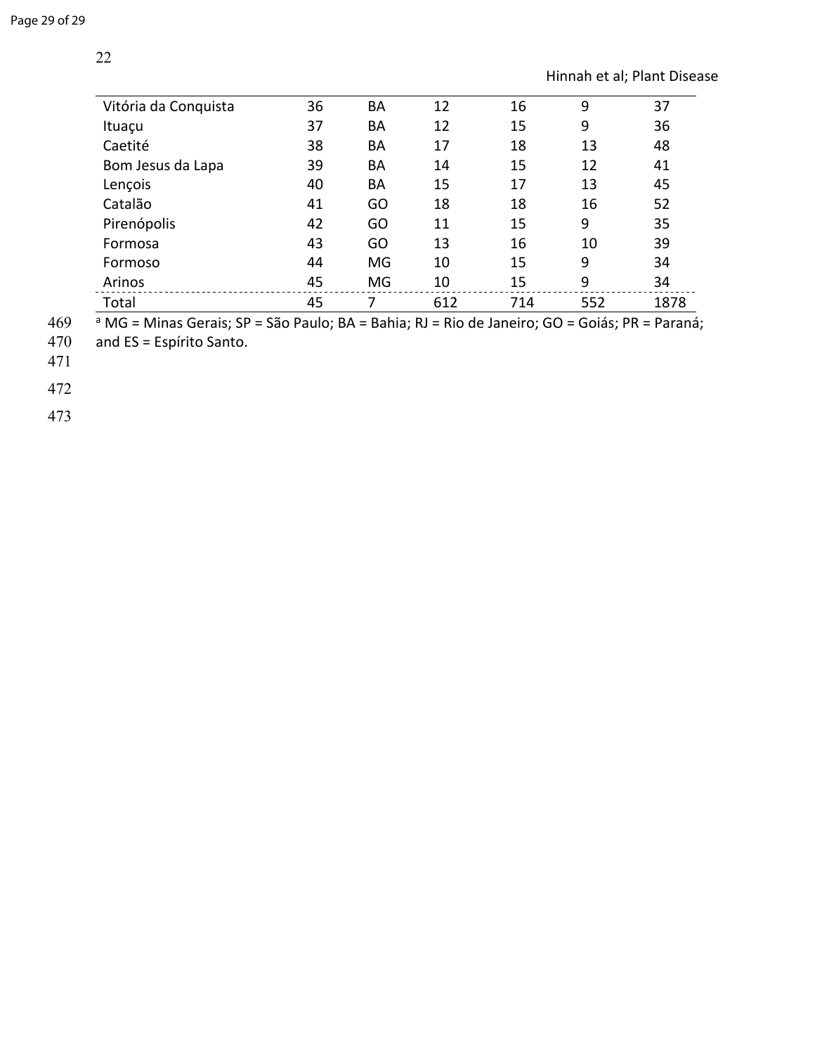| | | | | | | |
|---|---|---|---|---|---|---|
| Vitória da Conquista | 36 | BA | 12 | 16 | 9 | 37 |
| Ituaçu | 37 | BA | 12 | 15 | 9 | 36 |
| Caetité | 38 | BA | 17 | 18 | 13 | 48 |
| Bom Jesus da Lapa | 39 | BA | 14 | 15 | 12 | 41 |
| Lençois | 40 | BA | 15 | 17 | 13 | 45 |
| Catalão | 41 | GO | 18 | 18 | 16 | 52 |
| Pirenópolis | 42 | GO | 11 | 15 | 9 | 35 |
| Formosa | 43 | GO | 13 | 16 | 10 | 39 |
| Formoso | 44 | MG | 10 | 15 | 9 | 34 |
| Arinos | 45 | MG | 10 | 15 | 9 | 34 |
| Total | 45 | 7 | 612 | 714 | 552 | 1878 |

[a] MG = Minas Gerais; SP = São Paulo; BA = Bahia; RJ = Rio de Janeiro; GO = Goiás; PR = Paraná; and ES = Espírito Santo.